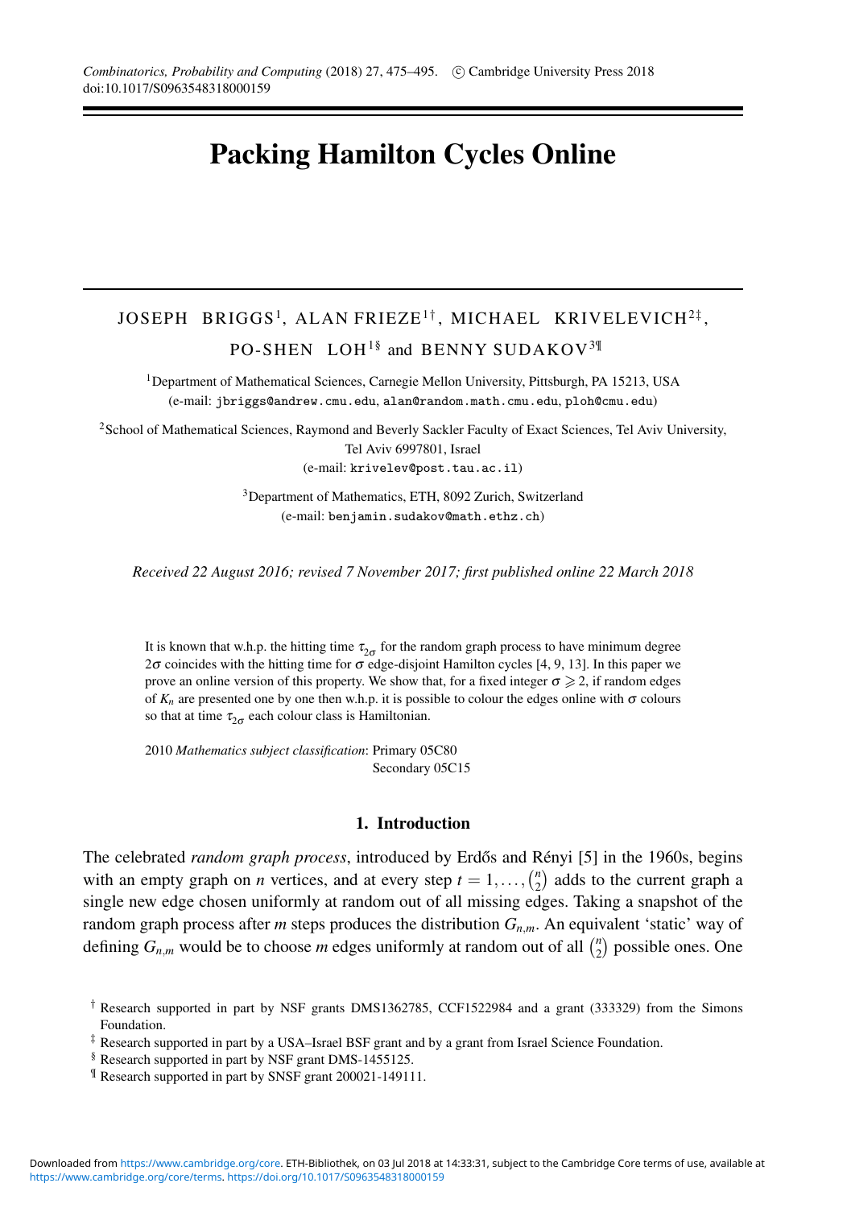# Packing Hamilton Cycles Online

JOSEPH BRIGGS[1], ALAN FRIEZE[1†], MICHAEL KRIVELEVICH[2‡], PO-SHEN LOH[1§] and BENNY SUDAKOV[3¶]

[1]Department of Mathematical Sciences, Carnegie Mellon University, Pittsburgh, PA 15213, USA
(e-mail: jbriggs@andrew.cmu.edu, alan@random.math.cmu.edu, ploh@cmu.edu)

[2]School of Mathematical Sciences, Raymond and Beverly Sackler Faculty of Exact Sciences, Tel Aviv University, Tel Aviv 6997801, Israel
(e-mail: krivelev@post.tau.ac.il)

[3]Department of Mathematics, ETH, 8092 Zurich, Switzerland
(e-mail: benjamin.sudakov@math.ethz.ch)

*Received 22 August 2016; revised 7 November 2017; first published online 22 March 2018*

It is known that w.h.p. the hitting time $\tau_{2\sigma}$ for the random graph process to have minimum degree $2\sigma$ coincides with the hitting time for $\sigma$ edge-disjoint Hamilton cycles [4, 9, 13]. In this paper we prove an online version of this property. We show that, for a fixed integer $\sigma \geqslant 2$, if random edges of $K_n$ are presented one by one then w.h.p. it is possible to colour the edges online with $\sigma$ colours so that at time $\tau_{2\sigma}$ each colour class is Hamiltonian.

2010 *Mathematics subject classification*: Primary 05C80
Secondary 05C15

## 1. Introduction

The celebrated *random graph process*, introduced by Erdős and Rényi [5] in the 1960s, begins with an empty graph on $n$ vertices, and at every step $t = 1, \ldots, \binom{n}{2}$ adds to the current graph a single new edge chosen uniformly at random out of all missing edges. Taking a snapshot of the random graph process after $m$ steps produces the distribution $G_{n,m}$. An equivalent 'static' way of defining $G_{n,m}$ would be to choose $m$ edges uniformly at random out of all $\binom{n}{2}$ possible ones. One

† Research supported in part by NSF grants DMS1362785, CCF1522984 and a grant (333329) from the Simons Foundation.

‡ Research supported in part by a USA–Israel BSF grant and by a grant from Israel Science Foundation.

§ Research supported in part by NSF grant DMS-1455125.

¶ Research supported in part by SNSF grant 200021-149111.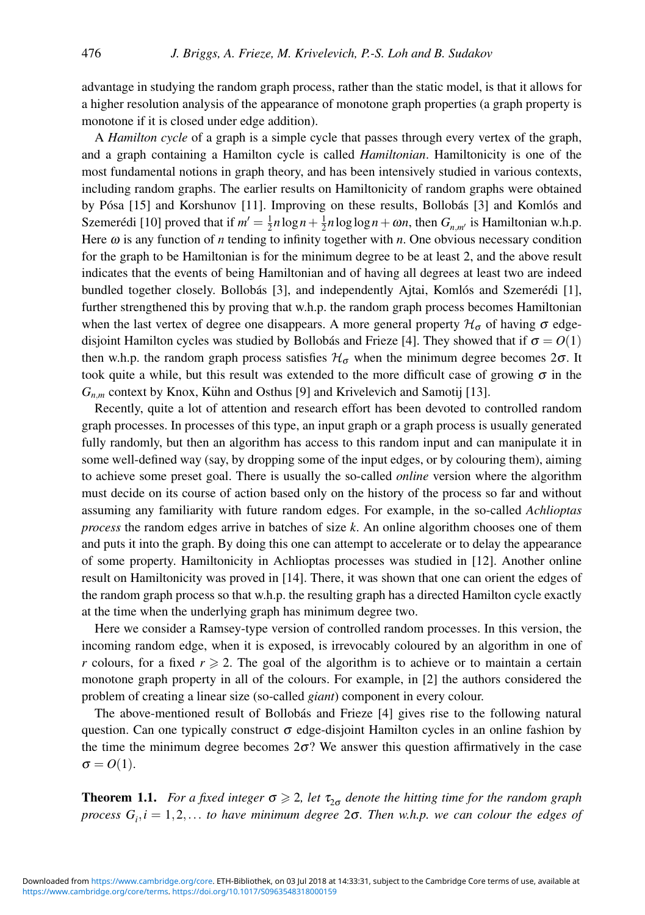advantage in studying the random graph process, rather than the static model, is that it allows for a higher resolution analysis of the appearance of monotone graph properties (a graph property is monotone if it is closed under edge addition).

A *Hamilton cycle* of a graph is a simple cycle that passes through every vertex of the graph, and a graph containing a Hamilton cycle is called *Hamiltonian*. Hamiltonicity is one of the most fundamental notions in graph theory, and has been intensively studied in various contexts, including random graphs. The earlier results on Hamiltonicity of random graphs were obtained by Pósa [15] and Korshunov [11]. Improving on these results, Bollobás [3] and Komlós and Szemerédi [10] proved that if $m' = \frac{1}{2}n\log n + \frac{1}{2}n\log\log n + \omega n$, then $G_{n,m'}$ is Hamiltonian w.h.p. Here $\omega$ is any function of $n$ tending to infinity together with $n$. One obvious necessary condition for the graph to be Hamiltonian is for the minimum degree to be at least 2, and the above result indicates that the events of being Hamiltonian and of having all degrees at least two are indeed bundled together closely. Bollobás [3], and independently Ajtai, Komlós and Szemerédi [1], further strengthened this by proving that w.h.p. the random graph process becomes Hamiltonian when the last vertex of degree one disappears. A more general property $\mathcal{H}_\sigma$ of having $\sigma$ edge-disjoint Hamilton cycles was studied by Bollobás and Frieze [4]. They showed that if $\sigma = O(1)$ then w.h.p. the random graph process satisfies $\mathcal{H}_\sigma$ when the minimum degree becomes $2\sigma$. It took quite a while, but this result was extended to the more difficult case of growing $\sigma$ in the $G_{n,m}$ context by Knox, Kühn and Osthus [9] and Krivelevich and Samotij [13].

Recently, quite a lot of attention and research effort has been devoted to controlled random graph processes. In processes of this type, an input graph or a graph process is usually generated fully randomly, but then an algorithm has access to this random input and can manipulate it in some well-defined way (say, by dropping some of the input edges, or by colouring them), aiming to achieve some preset goal. There is usually the so-called *online* version where the algorithm must decide on its course of action based only on the history of the process so far and without assuming any familiarity with future random edges. For example, in the so-called *Achlioptas process* the random edges arrive in batches of size $k$. An online algorithm chooses one of them and puts it into the graph. By doing this one can attempt to accelerate or to delay the appearance of some property. Hamiltonicity in Achlioptas processes was studied in [12]. Another online result on Hamiltonicity was proved in [14]. There, it was shown that one can orient the edges of the random graph process so that w.h.p. the resulting graph has a directed Hamilton cycle exactly at the time when the underlying graph has minimum degree two.

Here we consider a Ramsey-type version of controlled random processes. In this version, the incoming random edge, when it is exposed, is irrevocably coloured by an algorithm in one of $r$ colours, for a fixed $r \geqslant 2$. The goal of the algorithm is to achieve or to maintain a certain monotone graph property in all of the colours. For example, in [2] the authors considered the problem of creating a linear size (so-called *giant*) component in every colour.

The above-mentioned result of Bollobás and Frieze [4] gives rise to the following natural question. Can one typically construct $\sigma$ edge-disjoint Hamilton cycles in an online fashion by the time the minimum degree becomes $2\sigma$? We answer this question affirmatively in the case $\sigma = O(1)$.

**Theorem 1.1.** *For a fixed integer $\sigma \geqslant 2$, let $\tau_{2\sigma}$ denote the hitting time for the random graph process $G_i, i = 1, 2, \ldots$ to have minimum degree $2\sigma$. Then w.h.p. we can colour the edges of*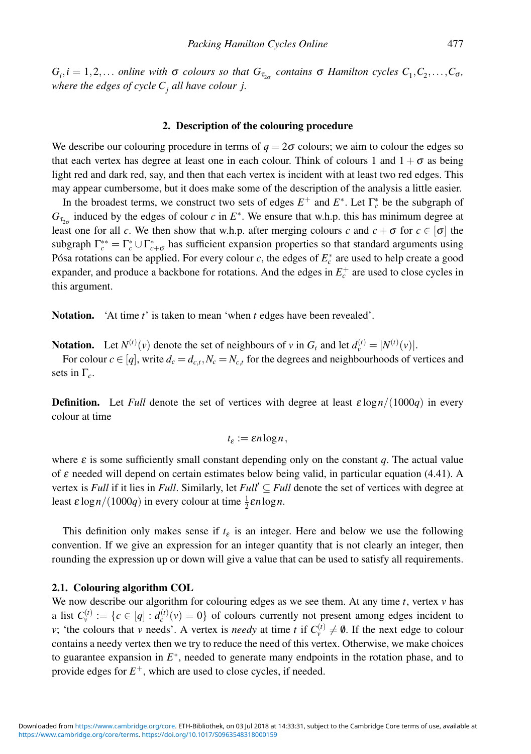*$G_i, i = 1, 2, \ldots$ online with $\sigma$ colours so that $G_{\tau_{2\sigma}}$ contains $\sigma$ Hamilton cycles $C_1, C_2, \ldots, C_\sigma$, where the edges of cycle $C_j$ all have colour $j$.*

## 2. Description of the colouring procedure

We describe our colouring procedure in terms of $q = 2\sigma$ colours; we aim to colour the edges so that each vertex has degree at least one in each colour. Think of colours 1 and $1+\sigma$ as being light red and dark red, say, and then that each vertex is incident with at least two red edges. This may appear cumbersome, but it does make some of the description of the analysis a little easier.

In the broadest terms, we construct two sets of edges $E^+$ and $E^*$. Let $\Gamma_c^*$ be the subgraph of $G_{\tau_{2\sigma}}$ induced by the edges of colour $c$ in $E^*$. We ensure that w.h.p. this has minimum degree at least one for all $c$. We then show that w.h.p. after merging colours $c$ and $c+\sigma$ for $c \in [\sigma]$ the subgraph $\Gamma_c^{**} = \Gamma_c^* \cup \Gamma_{c+\sigma}^*$ has sufficient expansion properties so that standard arguments using Pósa rotations can be applied. For every colour $c$, the edges of $E_c^*$ are used to help create a good expander, and produce a backbone for rotations. And the edges in $E_c^+$ are used to close cycles in this argument.

**Notation.** 'At time $t$' is taken to mean 'when $t$ edges have been revealed'.

**Notation.** Let $N^{(t)}(v)$ denote the set of neighbours of $v$ in $G_t$ and let $d_v^{(t)} = |N^{(t)}(v)|$.

For colour $c \in [q]$, write $d_c = d_{c,t}, N_c = N_{c,t}$ for the degrees and neighbourhoods of vertices and sets in $\Gamma_c$.

**Definition.** Let *Full* denote the set of vertices with degree at least $\varepsilon \log n/(1000q)$ in every colour at time

$$t_\varepsilon := \varepsilon n \log n,$$

where $\varepsilon$ is some sufficiently small constant depending only on the constant $q$. The actual value of $\varepsilon$ needed will depend on certain estimates below being valid, in particular equation (4.41). A vertex is *Full* if it lies in *Full*. Similarly, let $\mathit{Full}' \subseteq \mathit{Full}$ denote the set of vertices with degree at least $\varepsilon \log n/(1000q)$ in every colour at time $\frac{1}{2}\varepsilon n \log n$.

This definition only makes sense if $t_\varepsilon$ is an integer. Here and below we use the following convention. If we give an expression for an integer quantity that is not clearly an integer, then rounding the expression up or down will give a value that can be used to satisfy all requirements.

### 2.1. Colouring algorithm COL

We now describe our algorithm for colouring edges as we see them. At any time $t$, vertex $v$ has a list $C_v^{(t)} := \{c \in [q] : d_c^{(t)}(v) = 0\}$ of colours currently not present among edges incident to $v$; 'the colours that $v$ needs'. A vertex is *needy* at time $t$ if $C_v^{(t)} \neq \emptyset$. If the next edge to colour contains a needy vertex then we try to reduce the need of this vertex. Otherwise, we make choices to guarantee expansion in $E^*$, needed to generate many endpoints in the rotation phase, and to provide edges for $E^+$, which are used to close cycles, if needed.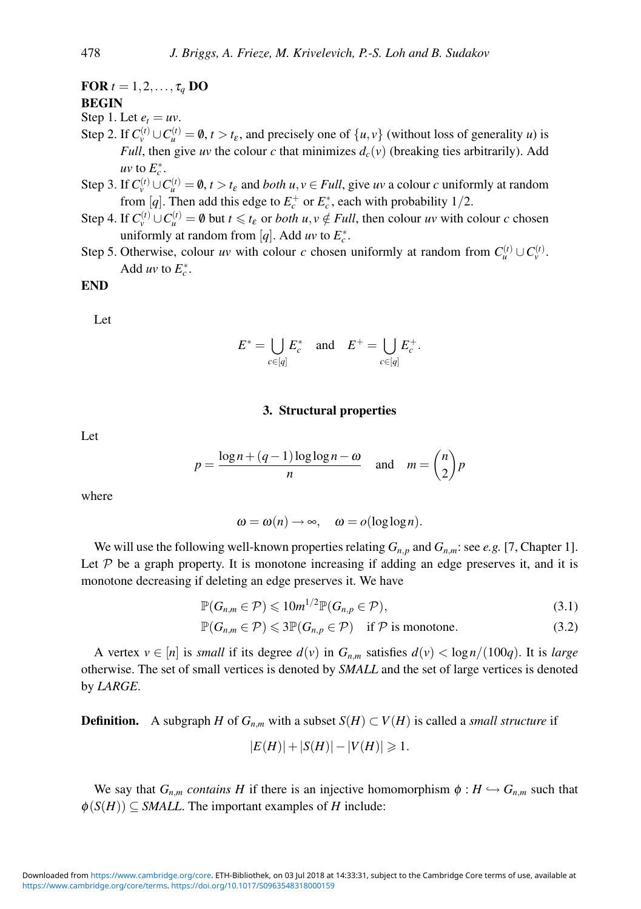**FOR** $t = 1, 2, \ldots, \tau_q$ **DO**
**BEGIN**

Step 1. Let $e_t = uv$.

Step 2. If $C_v^{(t)} \cup C_u^{(t)} = \emptyset$, $t > t_\varepsilon$, and precisely one of $\{u, v\}$ (without loss of generality $u$) is *Full*, then give $uv$ the colour $c$ that minimizes $d_c(v)$ (breaking ties arbitrarily). Add $uv$ to $E_c^*$.

Step 3. If $C_v^{(t)} \cup C_u^{(t)} = \emptyset$, $t > t_\varepsilon$ and *both* $u, v \in$ *Full*, give $uv$ a colour $c$ uniformly at random from $[q]$. Then add this edge to $E_c^+$ or $E_c^*$, each with probability $1/2$.

Step 4. If $C_v^{(t)} \cup C_u^{(t)} = \emptyset$ but $t \leqslant t_\varepsilon$ or *both* $u, v \notin$ *Full*, then colour $uv$ with colour $c$ chosen uniformly at random from $[q]$. Add $uv$ to $E_c^*$.

Step 5. Otherwise, colour $uv$ with colour $c$ chosen uniformly at random from $C_u^{(t)} \cup C_v^{(t)}$. Add $uv$ to $E_c^*$.

**END**

Let

$$E^* = \bigcup_{c \in [q]} E_c^* \quad \text{and} \quad E^+ = \bigcup_{c \in [q]} E_c^+.$$

## 3. Structural properties

Let

$$p = \frac{\log n + (q-1)\log\log n - \omega}{n} \quad \text{and} \quad m = \binom{n}{2} p$$

where

$$\omega = \omega(n) \to \infty, \quad \omega = o(\log\log n).$$

We will use the following well-known properties relating $G_{n,p}$ and $G_{n,m}$: see *e.g.* [7, Chapter 1]. Let $\mathcal{P}$ be a graph property. It is monotone increasing if adding an edge preserves it, and it is monotone decreasing if deleting an edge preserves it. We have

$$\mathbb{P}(G_{n,m} \in \mathcal{P}) \leqslant 10 m^{1/2} \mathbb{P}(G_{n,p} \in \mathcal{P}), \tag{3.1}$$

$$\mathbb{P}(G_{n,m} \in \mathcal{P}) \leqslant 3 \mathbb{P}(G_{n,p} \in \mathcal{P}) \quad \text{if } \mathcal{P} \text{ is monotone.} \tag{3.2}$$

A vertex $v \in [n]$ is *small* if its degree $d(v)$ in $G_{n,m}$ satisfies $d(v) < \log n/(100q)$. It is *large* otherwise. The set of small vertices is denoted by *SMALL* and the set of large vertices is denoted by *LARGE*.

**Definition.** A subgraph $H$ of $G_{n,m}$ with a subset $S(H) \subset V(H)$ is called a *small structure* if

$$|E(H)| + |S(H)| - |V(H)| \geqslant 1.$$

We say that $G_{n,m}$ *contains* $H$ if there is an injective homomorphism $\phi : H \hookrightarrow G_{n,m}$ such that $\phi(S(H)) \subseteq$ *SMALL*. The important examples of $H$ include: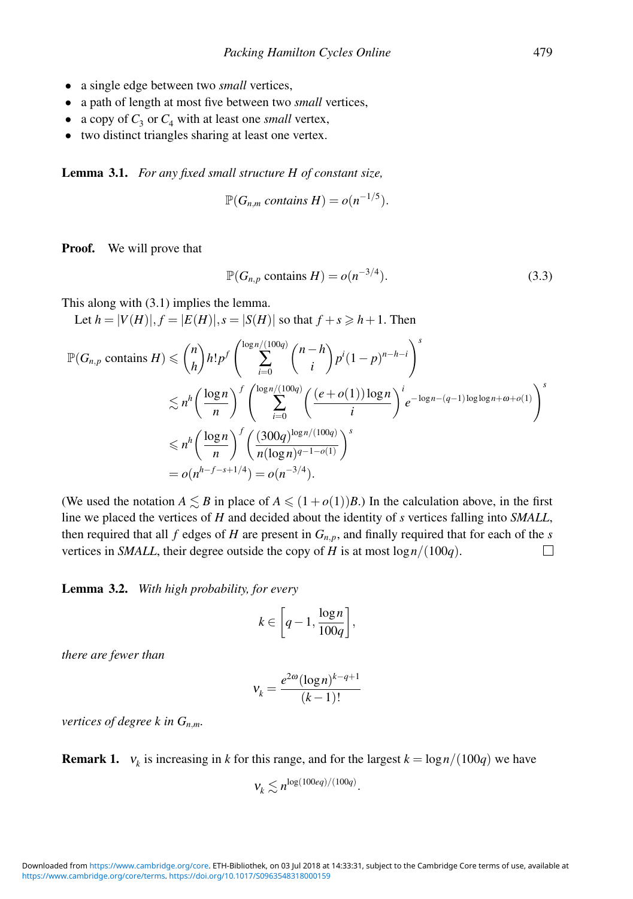- a single edge between two *small* vertices,
- a path of length at most five between two *small* vertices,
- a copy of $C_3$ or $C_4$ with at least one *small* vertex,
- two distinct triangles sharing at least one vertex.

**Lemma 3.1.** *For any fixed small structure $H$ of constant size,*

$$\mathbb{P}(G_{n,m} \text{ contains } H) = o(n^{-1/5}).$$

**Proof.** We will prove that

$$\mathbb{P}(G_{n,p} \text{ contains } H) = o(n^{-3/4}). \tag{3.3}$$

This along with (3.1) implies the lemma.

Let $h = |V(H)|, f = |E(H)|, s = |S(H)|$ so that $f + s \geqslant h + 1$. Then

$$\begin{aligned}
\mathbb{P}(G_{n,p} \text{ contains } H) &\leqslant \binom{n}{h} h! p^f \left( \sum_{i=0}^{\log n/(100q)} \binom{n-h}{i} p^i (1-p)^{n-h-i} \right)^s \\
&\lesssim n^h \left( \frac{\log n}{n} \right)^f \left( \sum_{i=0}^{\log n/(100q)} \left( \frac{(e+o(1)) \log n}{i} \right)^i e^{-\log n - (q-1) \log\log n + \omega + o(1)} \right)^s \\
&\leqslant n^h \left( \frac{\log n}{n} \right)^f \left( \frac{(300q)^{\log n/(100q)}}{n (\log n)^{q-1-o(1)}} \right)^s \\
&= o(n^{h-f-s+1/4}) = o(n^{-3/4}).
\end{aligned}$$

(We used the notation $A \lesssim B$ in place of $A \leqslant (1+o(1))B$.) In the calculation above, in the first line we placed the vertices of $H$ and decided about the identity of $s$ vertices falling into *SMALL*, then required that all $f$ edges of $H$ are present in $G_{n,p}$, and finally required that for each of the $s$ vertices in *SMALL*, their degree outside the copy of $H$ is at most $\log n/(100q)$. $\square$

**Lemma 3.2.** *With high probability, for every*

$$k \in \left[ q-1, \frac{\log n}{100q} \right],$$

*there are fewer than*

$$\nu_k = \frac{e^{2\omega} (\log n)^{k-q+1}}{(k-1)!}$$

*vertices of degree $k$ in $G_{n,m}$.*

**Remark 1.** $\nu_k$ is increasing in $k$ for this range, and for the largest $k = \log n/(100q)$ we have

$$\nu_k \lesssim n^{\log(100eq)/(100q)}.$$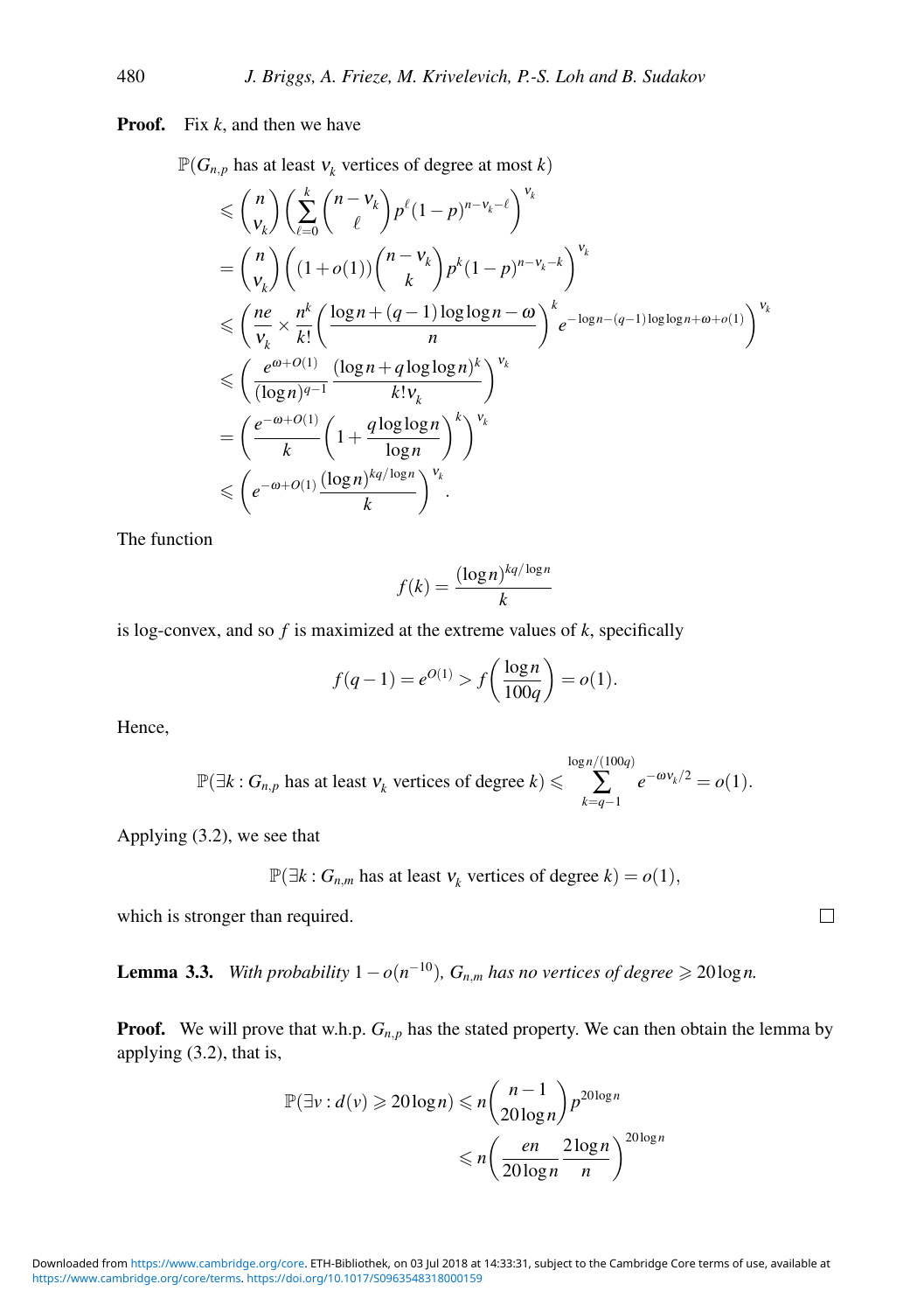**Proof.** Fix $k$, and then we have

$$
\begin{aligned}
&\mathbb{P}(G_{n,p} \text{ has at least } \nu_k \text{ vertices of degree at most } k) \\
&\leqslant \binom{n}{\nu_k}\left(\sum_{\ell=0}^{k}\binom{n-\nu_k}{\ell}p^{\ell}(1-p)^{n-\nu_k-\ell}\right)^{\nu_k} \\
&= \binom{n}{\nu_k}\left((1+o(1))\binom{n-\nu_k}{k}p^{k}(1-p)^{n-\nu_k-k}\right)^{\nu_k} \\
&\leqslant \left(\frac{ne}{\nu_k}\times\frac{n^k}{k!}\left(\frac{\log n+(q-1)\log\log n-\omega}{n}\right)^{k}e^{-\log n-(q-1)\log\log n+\omega+o(1)}\right)^{\nu_k} \\
&\leqslant \left(\frac{e^{\omega+O(1)}}{(\log n)^{q-1}}\frac{(\log n+q\log\log n)^k}{k!\nu_k}\right)^{\nu_k} \\
&= \left(\frac{e^{-\omega+O(1)}}{k}\left(1+\frac{q\log\log n}{\log n}\right)^{k}\right)^{\nu_k} \\
&\leqslant \left(e^{-\omega+O(1)}\frac{(\log n)^{kq/\log n}}{k}\right)^{\nu_k}.
\end{aligned}
$$

The function

$$f(k)=\frac{(\log n)^{kq/\log n}}{k}$$

is log-convex, and so $f$ is maximized at the extreme values of $k$, specifically

$$f(q-1)=e^{O(1)}>f\left(\frac{\log n}{100q}\right)=o(1).$$

Hence,

$$\mathbb{P}(\exists k : G_{n,p} \text{ has at least } \nu_k \text{ vertices of degree } k) \leqslant \sum_{k=q-1}^{\log n/(100q)} e^{-\omega\nu_k/2}=o(1).$$

Applying (3.2), we see that

$$\mathbb{P}(\exists k : G_{n,m} \text{ has at least } \nu_k \text{ vertices of degree } k)=o(1),$$

which is stronger than required. $\square$

**Lemma 3.3.** *With probability $1-o(n^{-10})$, $G_{n,m}$ has no vertices of degree $\geqslant 20\log n$.*

**Proof.** We will prove that w.h.p. $G_{n,p}$ has the stated property. We can then obtain the lemma by applying (3.2), that is,

$$
\begin{aligned}
\mathbb{P}(\exists v : d(v)\geqslant 20\log n) &\leqslant n\binom{n-1}{20\log n}p^{20\log n} \\
&\leqslant n\left(\frac{en}{20\log n}\,\frac{2\log n}{n}\right)^{20\log n}
\end{aligned}
$$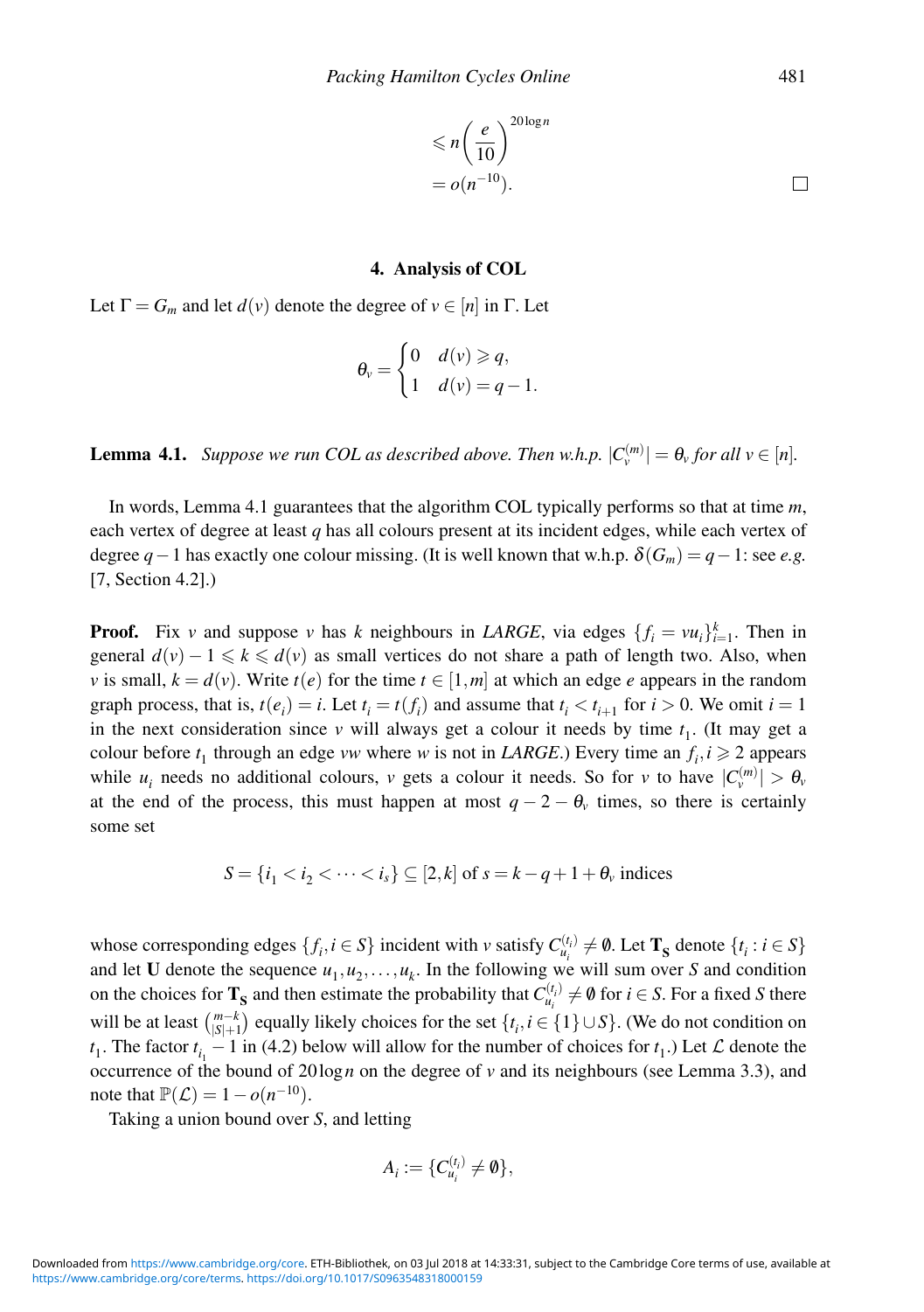$$\leqslant n\left(\frac{e}{10}\right)^{20\log n}$$
$$= o(n^{-10}).$$
□

## 4. Analysis of COL

Let $\Gamma = G_m$ and let $d(v)$ denote the degree of $v \in [n]$ in $\Gamma$. Let

$$\theta_v = \begin{cases} 0 & d(v) \geqslant q, \\ 1 & d(v) = q-1. \end{cases}$$

**Lemma 4.1.** *Suppose we run COL as described above. Then w.h.p. $|C_v^{(m)}| = \theta_v$ for all $v \in [n]$.*

In words, Lemma 4.1 guarantees that the algorithm COL typically performs so that at time $m$, each vertex of degree at least $q$ has all colours present at its incident edges, while each vertex of degree $q-1$ has exactly one colour missing. (It is well known that w.h.p. $\delta(G_m) = q-1$: see *e.g.* [7, Section 4.2].)

**Proof.** Fix $v$ and suppose $v$ has $k$ neighbours in *LARGE*, via edges $\{f_i = vu_i\}_{i=1}^k$. Then in general $d(v) - 1 \leqslant k \leqslant d(v)$ as small vertices do not share a path of length two. Also, when $v$ is small, $k = d(v)$. Write $t(e)$ for the time $t \in [1,m]$ at which an edge $e$ appears in the random graph process, that is, $t(e_i) = i$. Let $t_i = t(f_i)$ and assume that $t_i < t_{i+1}$ for $i > 0$. We omit $i = 1$ in the next consideration since $v$ will always get a colour it needs by time $t_1$. (It may get a colour before $t_1$ through an edge $vw$ where $w$ is not in *LARGE*.) Every time an $f_i, i \geqslant 2$ appears while $u_i$ needs no additional colours, $v$ gets a colour it needs. So for $v$ to have $|C_v^{(m)}| > \theta_v$ at the end of the process, this must happen at most $q - 2 - \theta_v$ times, so there is certainly some set

$$S = \{i_1 < i_2 < \cdots < i_s\} \subseteq [2,k] \text{ of } s = k - q + 1 + \theta_v \text{ indices}$$

whose corresponding edges $\{f_i, i \in S\}$ incident with $v$ satisfy $C_{u_i}^{(t_i)} \neq \emptyset$. Let $\mathbf{T_S}$ denote $\{t_i : i \in S\}$ and let $\mathbf{U}$ denote the sequence $u_1, u_2, \ldots, u_k$. In the following we will sum over $S$ and condition on the choices for $\mathbf{T_S}$ and then estimate the probability that $C_{u_i}^{(t_i)} \neq \emptyset$ for $i \in S$. For a fixed $S$ there will be at least $\binom{m-k}{|S|+1}$ equally likely choices for the set $\{t_i, i \in \{1\} \cup S\}$. (We do not condition on $t_1$. The factor $t_{i_1} - 1$ in (4.2) below will allow for the number of choices for $t_1$.) Let $\mathcal{L}$ denote the occurrence of the bound of $20\log n$ on the degree of $v$ and its neighbours (see Lemma 3.3), and note that $\mathbb{P}(\mathcal{L}) = 1 - o(n^{-10})$.

Taking a union bound over $S$, and letting

$$A_i := \{C_{u_i}^{(t_i)} \neq \emptyset\},$$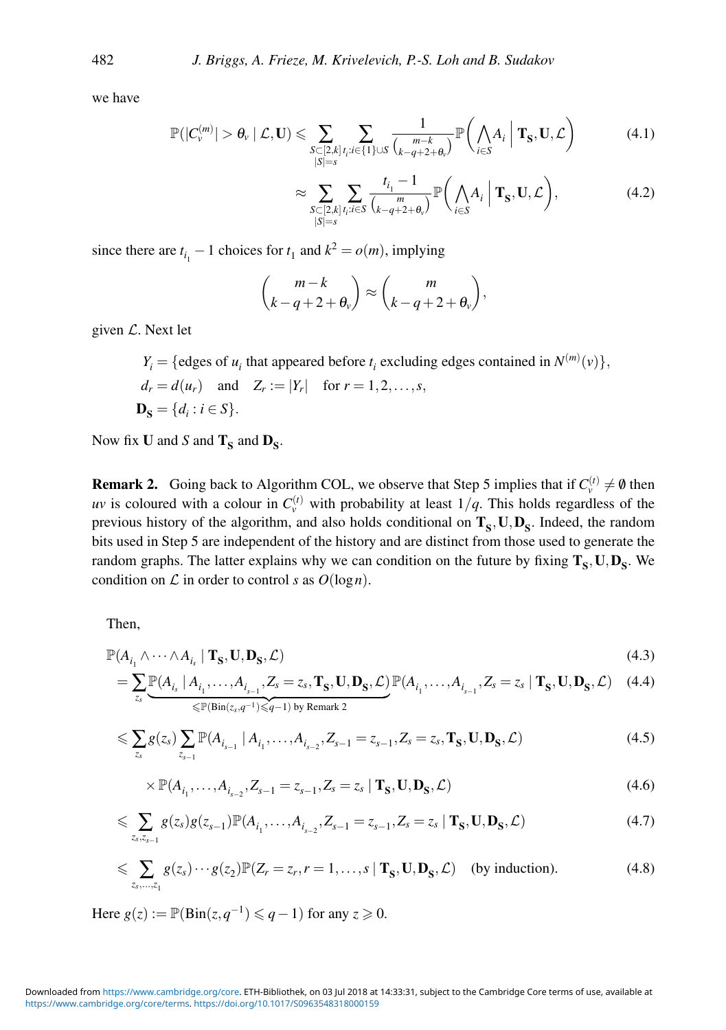we have

$$\mathbb{P}(|C_v^{(m)}| > \theta_v \mid \mathcal{L}, \mathbf{U}) \leqslant \sum_{\substack{S \subset [2,k] \\ |S|=s}} \sum_{t_i : i \in \{1\} \cup S} \frac{1}{\binom{m-k}{k-q+2+\theta_v}} \mathbb{P}\bigg( \bigwedge_{i \in S} A_i \;\bigg|\; \mathbf{T_S}, \mathbf{U}, \mathcal{L} \bigg) \tag{4.1}$$

$$\approx \sum_{\substack{S \subset [2,k] \\ |S|=s}} \sum_{t_i : i \in S} \frac{t_{i_1} - 1}{\binom{m}{k-q+2+\theta_v}} \mathbb{P}\bigg( \bigwedge_{i \in S} A_i \;\bigg|\; \mathbf{T_S}, \mathbf{U}, \mathcal{L} \bigg), \tag{4.2}$$

since there are $t_{i_1} - 1$ choices for $t_1$ and $k^2 = o(m)$, implying

$$\binom{m-k}{k-q+2+\theta_v} \approx \binom{m}{k-q+2+\theta_v},$$

given $\mathcal{L}$. Next let

$$\begin{aligned}
Y_i &= \{\text{edges of } u_i \text{ that appeared before } t_i \text{ excluding edges contained in } N^{(m)}(v)\}, \\
d_r &= d(u_r) \quad \text{and} \quad Z_r := |Y_r| \quad \text{for } r = 1, 2, \ldots, s, \\
\mathbf{D_S} &= \{d_i : i \in S\}.
\end{aligned}$$

Now fix $\mathbf{U}$ and $S$ and $\mathbf{T_S}$ and $\mathbf{D_S}$.

**Remark 2.** Going back to Algorithm COL, we observe that Step 5 implies that if $C_v^{(t)} \neq \emptyset$ then $uv$ is coloured with a colour in $C_v^{(t)}$ with probability at least $1/q$. This holds regardless of the previous history of the algorithm, and also holds conditional on $\mathbf{T_S}, \mathbf{U}, \mathbf{D_S}$. Indeed, the random bits used in Step 5 are independent of the history and are distinct from those used to generate the random graphs. The latter explains why we can condition on the future by fixing $\mathbf{T_S}, \mathbf{U}, \mathbf{D_S}$. We condition on $\mathcal{L}$ in order to control $s$ as $O(\log n)$.

Then,

$$\mathbb{P}(A_{i_1} \wedge \cdots \wedge A_{i_s} \mid \mathbf{T_S}, \mathbf{U}, \mathbf{D_S}, \mathcal{L}) \tag{4.3}$$

$$= \sum_{z_s} \underbrace{\mathbb{P}(A_{i_s} \mid A_{i_1}, \ldots, A_{i_{s-1}}, Z_s = z_s, \mathbf{T_S}, \mathbf{U}, \mathbf{D_S}, \mathcal{L})}_{\leqslant \mathbb{P}(\mathrm{Bin}(z_s, q^{-1}) \leqslant q-1) \text{ by Remark 2}} \mathbb{P}(A_{i_1}, \ldots, A_{i_{s-1}}, Z_s = z_s \mid \mathbf{T_S}, \mathbf{U}, \mathbf{D_S}, \mathcal{L}) \tag{4.4}$$

$$\leqslant \sum_{z_s} g(z_s) \sum_{z_{s-1}} \mathbb{P}(A_{i_{s-1}} \mid A_{i_1}, \ldots, A_{i_{s-2}}, Z_{s-1} = z_{s-1}, Z_s = z_s, \mathbf{T_S}, \mathbf{U}, \mathbf{D_S}, \mathcal{L}) \tag{4.5}$$

$$\times \mathbb{P}(A_{i_1}, \ldots, A_{i_{s-2}}, Z_{s-1} = z_{s-1}, Z_s = z_s \mid \mathbf{T_S}, \mathbf{U}, \mathbf{D_S}, \mathcal{L}) \tag{4.6}$$

$$\leqslant \sum_{z_s, z_{s-1}} g(z_s) g(z_{s-1}) \mathbb{P}(A_{i_1}, \ldots, A_{i_{s-2}}, Z_{s-1} = z_{s-1}, Z_s = z_s \mid \mathbf{T_S}, \mathbf{U}, \mathbf{D_S}, \mathcal{L}) \tag{4.7}$$

$$\leqslant \sum_{z_s, \ldots, z_1} g(z_s) \cdots g(z_2) \mathbb{P}(Z_r = z_r, r = 1, \ldots, s \mid \mathbf{T_S}, \mathbf{U}, \mathbf{D_S}, \mathcal{L}) \quad \text{(by induction)}. \tag{4.8}$$

Here $g(z) := \mathbb{P}(\mathrm{Bin}(z, q^{-1}) \leqslant q-1)$ for any $z \geqslant 0$.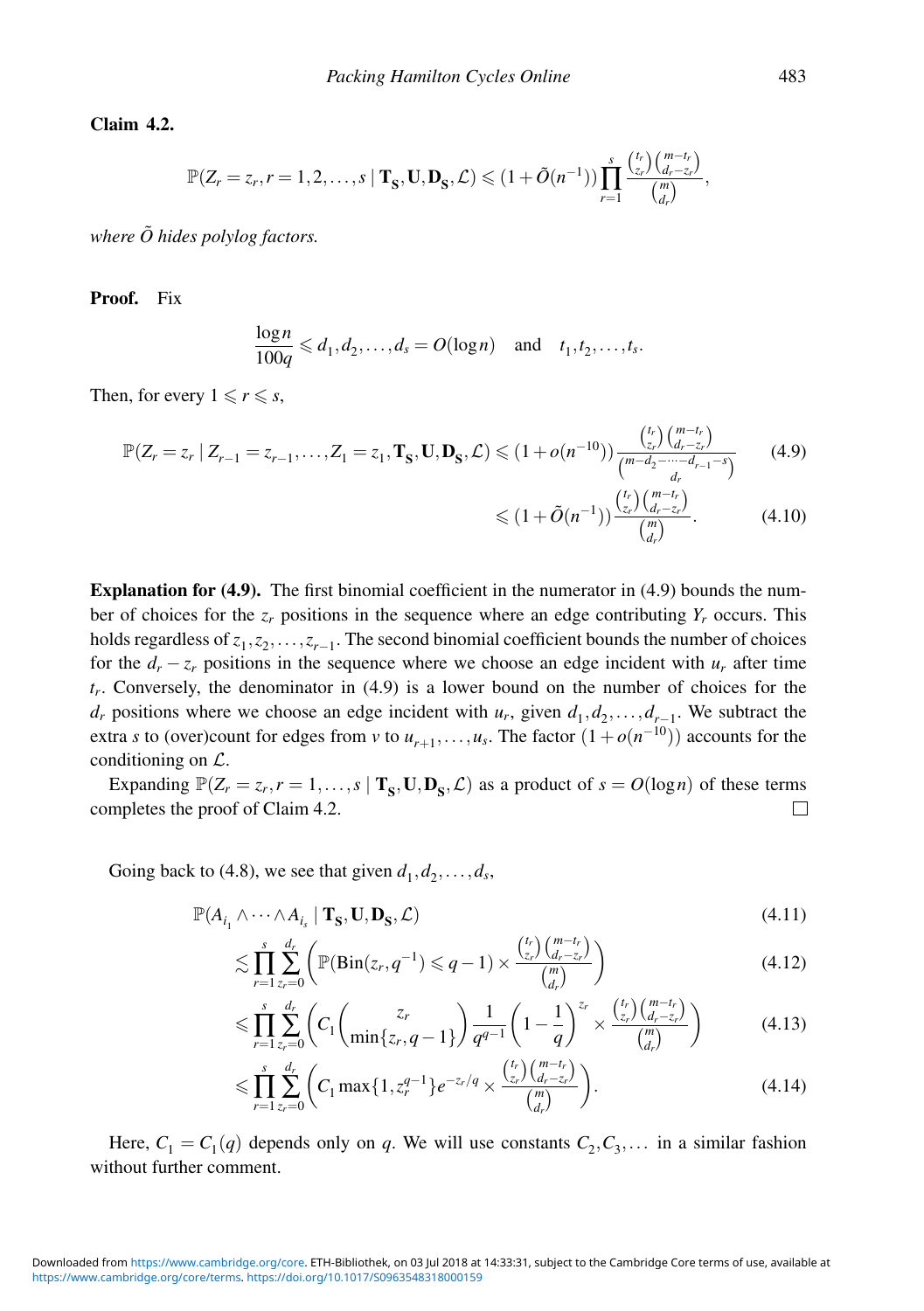**Claim 4.2.**

$$\mathbb{P}(Z_r = z_r, r = 1,2,\ldots,s \mid \mathbf{T_S}, \mathbf{U}, \mathbf{D_S}, \mathcal{L}) \leqslant (1+\tilde{O}(n^{-1})) \prod_{r=1}^{s} \frac{\binom{t_r}{z_r}\binom{m-t_r}{d_r-z_r}}{\binom{m}{d_r}},$$

*where $\tilde{O}$ hides polylog factors.*

**Proof.** Fix

$$\frac{\log n}{100q} \leqslant d_1, d_2, \ldots, d_s = O(\log n) \quad \text{and} \quad t_1, t_2, \ldots, t_s.$$

Then, for every $1 \leqslant r \leqslant s$,

$$\mathbb{P}(Z_r = z_r \mid Z_{r-1} = z_{r-1}, \ldots, Z_1 = z_1, \mathbf{T_S}, \mathbf{U}, \mathbf{D_S}, \mathcal{L}) \leqslant (1+o(n^{-10})) \frac{\binom{t_r}{z_r}\binom{m-t_r}{d_r-z_r}}{\binom{m-d_2-\cdots-d_{r-1}-s}{d_r}} \tag{4.9}$$

$$\leqslant (1+\tilde{O}(n^{-1})) \frac{\binom{t_r}{z_r}\binom{m-t_r}{d_r-z_r}}{\binom{m}{d_r}}. \tag{4.10}$$

**Explanation for (4.9).** The first binomial coefficient in the numerator in (4.9) bounds the number of choices for the $z_r$ positions in the sequence where an edge contributing $Y_r$ occurs. This holds regardless of $z_1, z_2, \ldots, z_{r-1}$. The second binomial coefficient bounds the number of choices for the $d_r - z_r$ positions in the sequence where we choose an edge incident with $u_r$ after time $t_r$. Conversely, the denominator in (4.9) is a lower bound on the number of choices for the $d_r$ positions where we choose an edge incident with $u_r$, given $d_1, d_2, \ldots, d_{r-1}$. We subtract the extra $s$ to (over)count for edges from $v$ to $u_{r+1}, \ldots, u_s$. The factor $(1+o(n^{-10}))$ accounts for the conditioning on $\mathcal{L}$.

Expanding $\mathbb{P}(Z_r = z_r, r = 1, \ldots, s \mid \mathbf{T_S}, \mathbf{U}, \mathbf{D_S}, \mathcal{L})$ as a product of $s = O(\log n)$ of these terms completes the proof of Claim 4.2. ☐

Going back to (4.8), we see that given $d_1, d_2, \ldots, d_s$,

$$\mathbb{P}(A_{i_1} \wedge \cdots \wedge A_{i_s} \mid \mathbf{T_S}, \mathbf{U}, \mathbf{D_S}, \mathcal{L}) \tag{4.11}$$

$$\lesssim \prod_{r=1}^{s} \sum_{z_r=0}^{d_r} \left( \mathbb{P}(\mathrm{Bin}(z_r, q^{-1}) \leqslant q-1) \times \frac{\binom{t_r}{z_r}\binom{m-t_r}{d_r-z_r}}{\binom{m}{d_r}} \right) \tag{4.12}$$

$$\leqslant \prod_{r=1}^{s} \sum_{z_r=0}^{d_r} \left( C_1 \binom{z_r}{\min\{z_r, q-1\}} \frac{1}{q^{q-1}} \left(1 - \frac{1}{q}\right)^{z_r} \times \frac{\binom{t_r}{z_r}\binom{m-t_r}{d_r-z_r}}{\binom{m}{d_r}} \right) \tag{4.13}$$

$$\leqslant \prod_{r=1}^{s} \sum_{z_r=0}^{d_r} \left( C_1 \max\{1, z_r^{q-1}\} e^{-z_r/q} \times \frac{\binom{t_r}{z_r}\binom{m-t_r}{d_r-z_r}}{\binom{m}{d_r}} \right). \tag{4.14}$$

Here, $C_1 = C_1(q)$ depends only on $q$. We will use constants $C_2, C_3, \ldots$ in a similar fashion without further comment.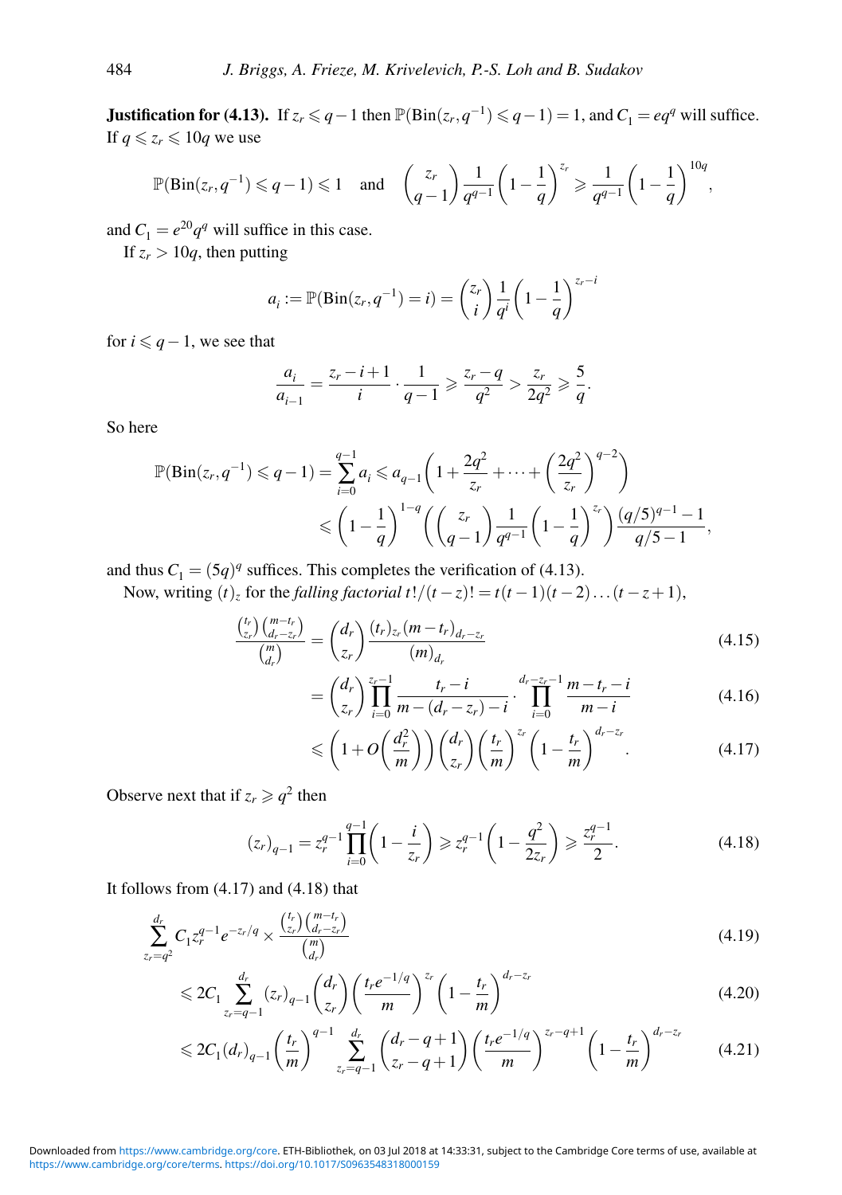**Justification for (4.13).** If $z_r \leqslant q-1$ then $\mathbb{P}(\mathrm{Bin}(z_r, q^{-1}) \leqslant q-1) = 1$, and $C_1 = eq^q$ will suffice. If $q \leqslant z_r \leqslant 10q$ we use

$$\mathbb{P}(\mathrm{Bin}(z_r, q^{-1}) \leqslant q-1) \leqslant 1 \quad \text{and} \quad \binom{z_r}{q-1}\frac{1}{q^{q-1}}\left(1-\frac{1}{q}\right)^{z_r} \geqslant \frac{1}{q^{q-1}}\left(1-\frac{1}{q}\right)^{10q},$$

and $C_1 = e^{20}q^q$ will suffice in this case.

If $z_r > 10q$, then putting

$$a_i := \mathbb{P}(\mathrm{Bin}(z_r, q^{-1}) = i) = \binom{z_r}{i}\frac{1}{q^i}\left(1-\frac{1}{q}\right)^{z_r - i}$$

for $i \leqslant q-1$, we see that

$$\frac{a_i}{a_{i-1}} = \frac{z_r - i + 1}{i} \cdot \frac{1}{q-1} \geqslant \frac{z_r - q}{q^2} > \frac{z_r}{2q^2} \geqslant \frac{5}{q}.$$

So here

$$\begin{aligned}
\mathbb{P}(\mathrm{Bin}(z_r, q^{-1}) \leqslant q-1) = \sum_{i=0}^{q-1} a_i &\leqslant a_{q-1}\left(1 + \frac{2q^2}{z_r} + \cdots + \left(\frac{2q^2}{z_r}\right)^{q-2}\right) \\
&\leqslant \left(1-\frac{1}{q}\right)^{1-q}\left(\binom{z_r}{q-1}\frac{1}{q^{q-1}}\left(1-\frac{1}{q}\right)^{z_r}\right)\frac{(q/5)^{q-1}-1}{q/5-1},
\end{aligned}$$

and thus $C_1 = (5q)^q$ suffices. This completes the verification of (4.13).

Now, writing $(t)_z$ for the *falling factorial* $t!/(t-z)! = t(t-1)(t-2)\ldots(t-z+1)$,

$$\frac{\binom{t_r}{z_r}\binom{m-t_r}{d_r-z_r}}{\binom{m}{d_r}} = \binom{d_r}{z_r}\frac{(t_r)_{z_r}(m-t_r)_{d_r-z_r}}{(m)_{d_r}} \tag{4.15}$$

$$= \binom{d_r}{z_r}\prod_{i=0}^{z_r-1}\frac{t_r - i}{m-(d_r-z_r)-i} \cdot \prod_{i=0}^{d_r-z_r-1}\frac{m-t_r-i}{m-i} \tag{4.16}$$

$$\leqslant \left(1 + O\left(\frac{d_r^2}{m}\right)\right)\binom{d_r}{z_r}\left(\frac{t_r}{m}\right)^{z_r}\left(1-\frac{t_r}{m}\right)^{d_r-z_r}. \tag{4.17}$$

Observe next that if $z_r \geqslant q^2$ then

$$(z_r)_{q-1} = z_r^{q-1}\prod_{i=0}^{q-1}\left(1-\frac{i}{z_r}\right) \geqslant z_r^{q-1}\left(1-\frac{q^2}{2z_r}\right) \geqslant \frac{z_r^{q-1}}{2}. \tag{4.18}$$

It follows from (4.17) and (4.18) that

$$\sum_{z_r=q^2}^{d_r} C_1 z_r^{q-1}e^{-z_r/q} \times \frac{\binom{t_r}{z_r}\binom{m-t_r}{d_r-z_r}}{\binom{m}{d_r}} \tag{4.19}$$

$$\leqslant 2C_1\sum_{z_r=q-1}^{d_r}(z_r)_{q-1}\binom{d_r}{z_r}\left(\frac{t_r e^{-1/q}}{m}\right)^{z_r}\left(1-\frac{t_r}{m}\right)^{d_r-z_r} \tag{4.20}$$

$$\leqslant 2C_1(d_r)_{q-1}\left(\frac{t_r}{m}\right)^{q-1}\sum_{z_r=q-1}^{d_r}\binom{d_r-q+1}{z_r-q+1}\left(\frac{t_r e^{-1/q}}{m}\right)^{z_r-q+1}\left(1-\frac{t_r}{m}\right)^{d_r-z_r} \tag{4.21}$$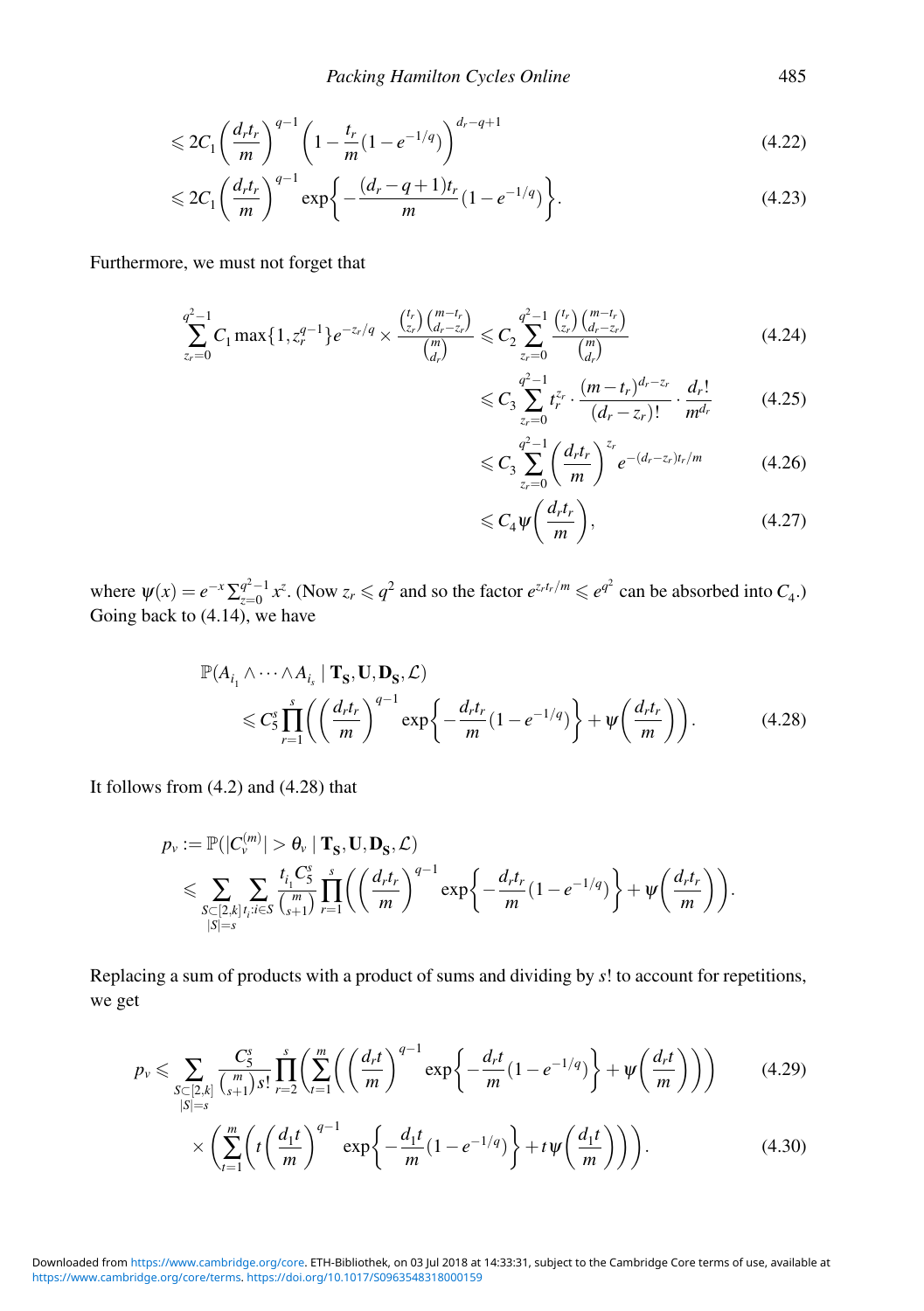$$\leqslant 2C_1 \left(\frac{d_r t_r}{m}\right)^{q-1} \left(1 - \frac{t_r}{m}(1 - e^{-1/q})\right)^{d_r - q + 1} \tag{4.22}$$

$$\leqslant 2C_1 \left(\frac{d_r t_r}{m}\right)^{q-1} \exp\left\{-\frac{(d_r - q + 1)t_r}{m}(1 - e^{-1/q})\right\}. \tag{4.23}$$

Furthermore, we must not forget that

$$\sum_{z_r=0}^{q^2-1} C_1 \max\{1, z_r^{q-1}\} e^{-z_r/q} \times \frac{\binom{t_r}{z_r}\binom{m-t_r}{d_r-z_r}}{\binom{m}{d_r}} \leqslant C_2 \sum_{z_r=0}^{q^2-1} \frac{\binom{t_r}{z_r}\binom{m-t_r}{d_r-z_r}}{\binom{m}{d_r}} \tag{4.24}$$

$$\leqslant C_3 \sum_{z_r=0}^{q^2-1} t_r^{z_r} \cdot \frac{(m-t_r)^{d_r-z_r}}{(d_r-z_r)!} \cdot \frac{d_r!}{m^{d_r}} \tag{4.25}$$

$$\leqslant C_3 \sum_{z_r=0}^{q^2-1} \left(\frac{d_r t_r}{m}\right)^{z_r} e^{-(d_r-z_r)t_r/m} \tag{4.26}$$

$$\leqslant C_4 \psi\left(\frac{d_r t_r}{m}\right), \tag{4.27}$$

where $\psi(x) = e^{-x}\sum_{z=0}^{q^2-1} x^z$. (Now $z_r \leqslant q^2$ and so the factor $e^{z_r t_r/m} \leqslant e^{q^2}$ can be absorbed into $C_4$.) Going back to (4.14), we have

$$\mathbb{P}(A_{i_1} \wedge \cdots \wedge A_{i_s} \mid \mathbf{T_S}, \mathbf{U}, \mathbf{D_S}, \mathcal{L}) \leqslant C_5^s \prod_{r=1}^{s} \left(\left(\frac{d_r t_r}{m}\right)^{q-1} \exp\left\{-\frac{d_r t_r}{m}(1 - e^{-1/q})\right\} + \psi\left(\frac{d_r t_r}{m}\right)\right). \tag{4.28}$$

It follows from (4.2) and (4.28) that

$$p_v := \mathbb{P}(|C_v^{(m)}| > \theta_v \mid \mathbf{T_S}, \mathbf{U}, \mathbf{D_S}, \mathcal{L}) \leqslant \sum_{\substack{S \subset [2,k] \\ |S|=s}} \sum_{t_i : i \in S} \frac{t_{i_1} C_5^s}{\binom{m}{s+1}} \prod_{r=1}^{s} \left(\left(\frac{d_r t_r}{m}\right)^{q-1} \exp\left\{-\frac{d_r t_r}{m}(1 - e^{-1/q})\right\} + \psi\left(\frac{d_r t_r}{m}\right)\right).$$

Replacing a sum of products with a product of sums and dividing by $s!$ to account for repetitions, we get

$$p_v \leqslant \sum_{\substack{S \subset [2,k] \\ |S|=s}} \frac{C_5^s}{\binom{m}{s+1} s!} \prod_{r=2}^{s} \left(\sum_{t=1}^{m} \left(\left(\frac{d_r t}{m}\right)^{q-1} \exp\left\{-\frac{d_r t}{m}(1 - e^{-1/q})\right\} + \psi\left(\frac{d_r t}{m}\right)\right)\right) \tag{4.29}$$

$$\times \left(\sum_{t=1}^{m} \left(t\left(\frac{d_1 t}{m}\right)^{q-1} \exp\left\{-\frac{d_1 t}{m}(1 - e^{-1/q})\right\} + t\psi\left(\frac{d_1 t}{m}\right)\right)\right). \tag{4.30}$$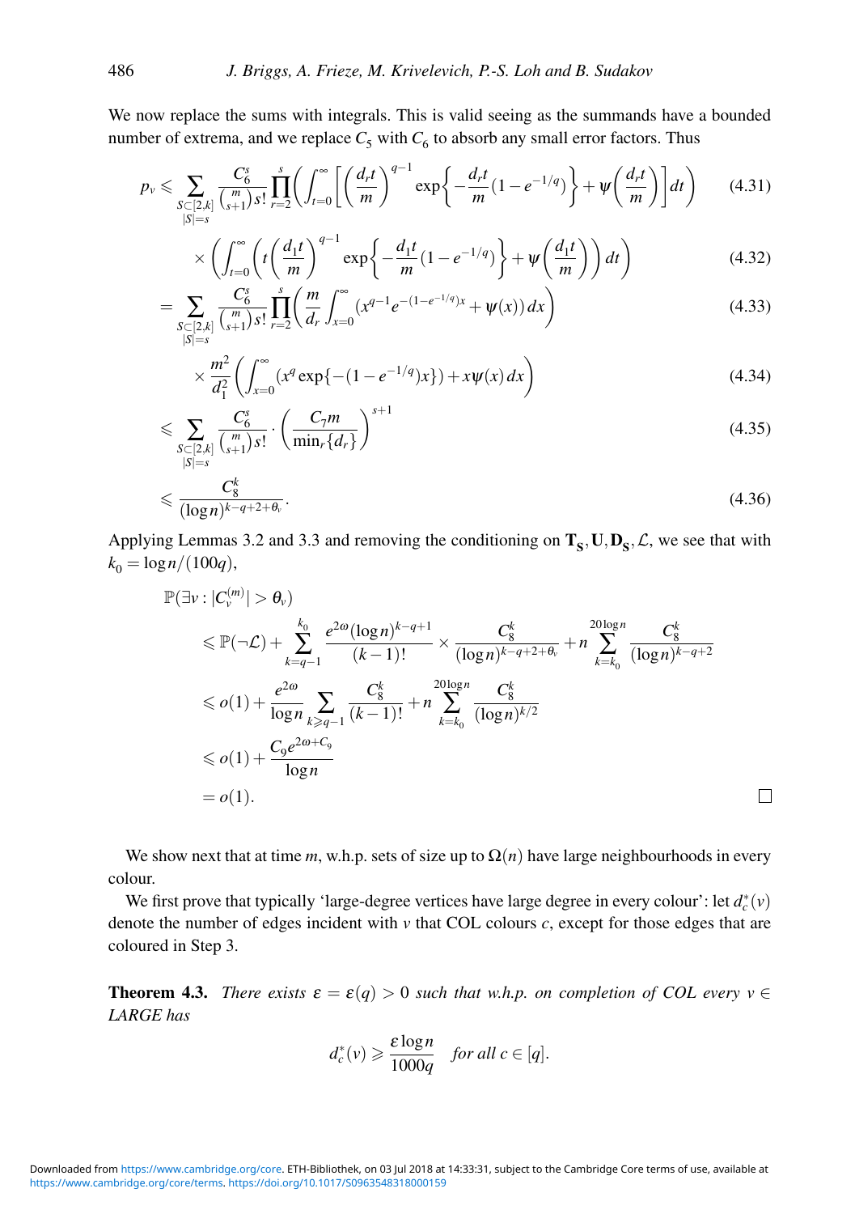We now replace the sums with integrals. This is valid seeing as the summands have a bounded number of extrema, and we replace $C_5$ with $C_6$ to absorb any small error factors. Thus

$$p_v \leqslant \sum_{\substack{S\subset[2,k]\\|S|=s}} \frac{C_6^s}{\binom{m}{s+1}s!}\prod_{r=2}^{s}\left(\int_{t=0}^{\infty}\left[\left(\frac{d_r t}{m}\right)^{q-1}\exp\left\{-\frac{d_r t}{m}(1-e^{-1/q})\right\}+\psi\left(\frac{d_r t}{m}\right)\right]dt\right) \tag{4.31}$$

$$\times\left(\int_{t=0}^{\infty}\left(t\left(\frac{d_1 t}{m}\right)^{q-1}\exp\left\{-\frac{d_1 t}{m}(1-e^{-1/q})\right\}+\psi\left(\frac{d_1 t}{m}\right)\right)dt\right) \tag{4.32}$$

$$=\sum_{\substack{S\subset[2,k]\\|S|=s}} \frac{C_6^s}{\binom{m}{s+1}s!}\prod_{r=2}^{s}\left(\frac{m}{d_r}\int_{x=0}^{\infty}(x^{q-1}e^{-(1-e^{-1/q})x}+\psi(x))\,dx\right) \tag{4.33}$$

$$\times\frac{m^2}{d_1^2}\left(\int_{x=0}^{\infty}(x^q\exp\{-(1-e^{-1/q})x\})+x\psi(x)\,dx\right) \tag{4.34}$$

$$\leqslant \sum_{\substack{S\subset[2,k]\\|S|=s}} \frac{C_6^s}{\binom{m}{s+1}s!}\cdot\left(\frac{C_7 m}{\min_r\{d_r\}}\right)^{s+1} \tag{4.35}$$

$$\leqslant \frac{C_8^k}{(\log n)^{k-q+2+\theta_v}}. \tag{4.36}$$

Applying Lemmas 3.2 and 3.3 and removing the conditioning on $\mathbf{T_S},\mathbf{U},\mathbf{D_S},\mathcal{L}$, we see that with $k_0=\log n/(100q)$,

$$\begin{aligned}
&\mathbb{P}(\exists v: |C_v^{(m)}|>\theta_v)\\
&\quad\leqslant \mathbb{P}(\neg\mathcal{L})+\sum_{k=q-1}^{k_0}\frac{e^{2\omega}(\log n)^{k-q+1}}{(k-1)!}\times\frac{C_8^k}{(\log n)^{k-q+2+\theta_v}}+n\sum_{k=k_0}^{20\log n}\frac{C_8^k}{(\log n)^{k-q+2}}\\
&\quad\leqslant o(1)+\frac{e^{2\omega}}{\log n}\sum_{k\geqslant q-1}\frac{C_8^k}{(k-1)!}+n\sum_{k=k_0}^{20\log n}\frac{C_8^k}{(\log n)^{k/2}}\\
&\quad\leqslant o(1)+\frac{C_9e^{2\omega+C_9}}{\log n}\\
&\quad= o(1).
\end{aligned}$$

□

We show next that at time $m$, w.h.p. sets of size up to $\Omega(n)$ have large neighbourhoods in every colour.

We first prove that typically 'large-degree vertices have large degree in every colour': let $d_c^*(v)$ denote the number of edges incident with $v$ that COL colours $c$, except for those edges that are coloured in Step 3.

**Theorem 4.3.** *There exists $\varepsilon=\varepsilon(q)>0$ such that w.h.p. on completion of COL every $v\in$ LARGE has*

$$d_c^*(v)\geqslant\frac{\varepsilon\log n}{1000q}\quad\text{for all } c\in[q].$$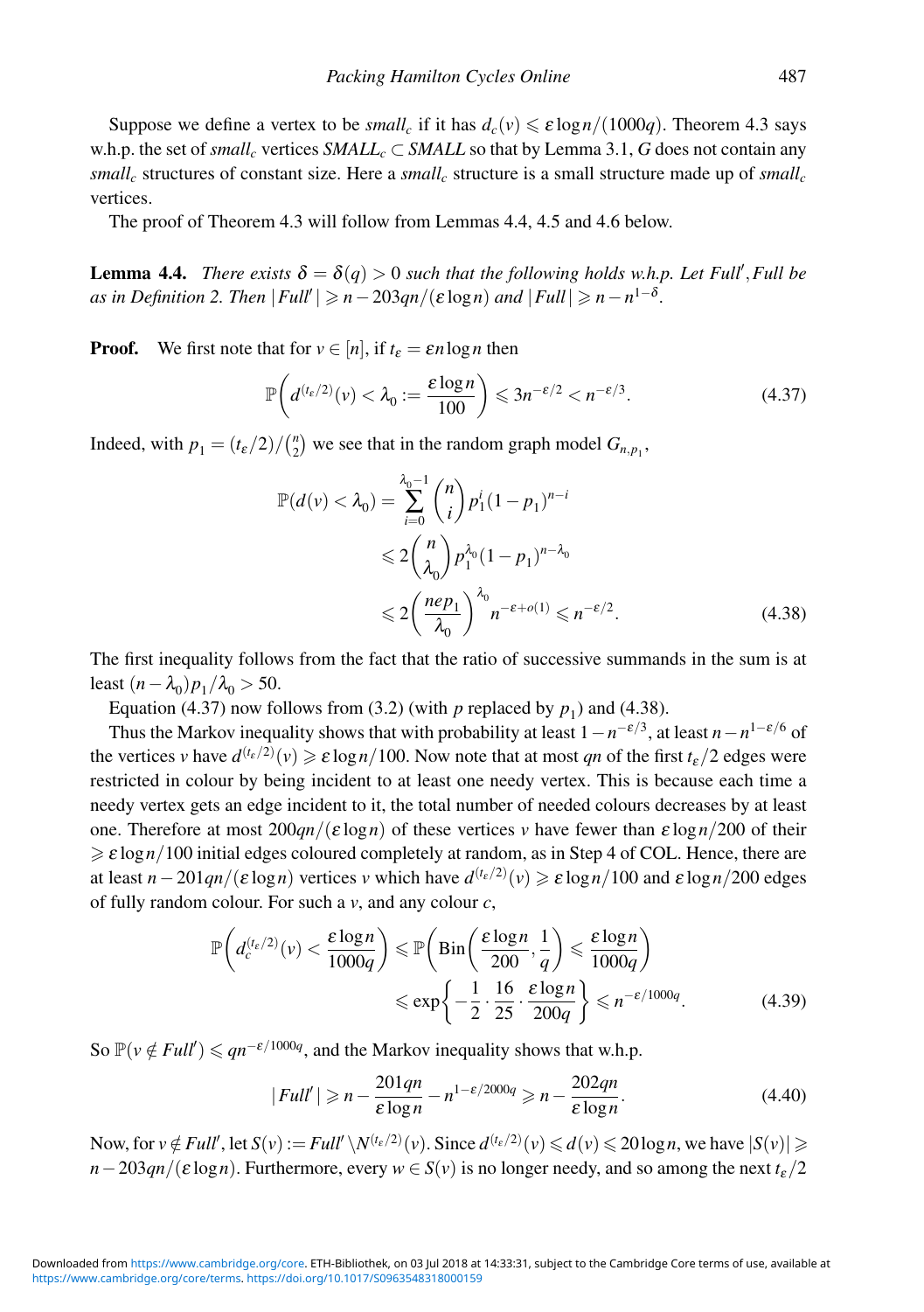Suppose we define a vertex to be *small*$_c$ if it has $d_c(v) \leqslant \varepsilon \log n/(1000q)$. Theorem 4.3 says w.h.p. the set of *small*$_c$ vertices $SMALL_c \subset SMALL$ so that by Lemma 3.1, $G$ does not contain any *small*$_c$ structures of constant size. Here a *small*$_c$ structure is a small structure made up of *small*$_c$ vertices.

The proof of Theorem 4.3 will follow from Lemmas 4.4, 4.5 and 4.6 below.

**Lemma 4.4.** *There exists $\delta = \delta(q) > 0$ such that the following holds w.h.p. Let $Full'$, $Full$ be as in Definition 2. Then $|Full'| \geqslant n - 203qn/(\varepsilon \log n)$ and $|Full| \geqslant n - n^{1-\delta}$.*

**Proof.** We first note that for $v \in [n]$, if $t_\varepsilon = \varepsilon n \log n$ then

$$\mathbb{P}\left(d^{(t_\varepsilon/2)}(v) < \lambda_0 := \frac{\varepsilon \log n}{100}\right) \leqslant 3n^{-\varepsilon/2} < n^{-\varepsilon/3}. \tag{4.37}$$

Indeed, with $p_1 = (t_\varepsilon/2)/\binom{n}{2}$ we see that in the random graph model $G_{n,p_1}$,

$$\begin{aligned}
\mathbb{P}(d(v) < \lambda_0) &= \sum_{i=0}^{\lambda_0 - 1} \binom{n}{i} p_1^i (1-p_1)^{n-i} \\
&\leqslant 2\binom{n}{\lambda_0} p_1^{\lambda_0}(1-p_1)^{n-\lambda_0} \\
&\leqslant 2\left(\frac{nep_1}{\lambda_0}\right)^{\lambda_0} n^{-\varepsilon + o(1)} \leqslant n^{-\varepsilon/2}.
\end{aligned} \tag{4.38}$$

The first inequality follows from the fact that the ratio of successive summands in the sum is at least $(n - \lambda_0)p_1/\lambda_0 > 50$.

Equation (4.37) now follows from (3.2) (with $p$ replaced by $p_1$) and (4.38).

Thus the Markov inequality shows that with probability at least $1 - n^{-\varepsilon/3}$, at least $n - n^{1-\varepsilon/6}$ of the vertices $v$ have $d^{(t_\varepsilon/2)}(v) \geqslant \varepsilon \log n/100$. Now note that at most $qn$ of the first $t_\varepsilon/2$ edges were restricted in colour by being incident to at least one needy vertex. This is because each time a needy vertex gets an edge incident to it, the total number of needed colours decreases by at least one. Therefore at most $200qn/(\varepsilon \log n)$ of these vertices $v$ have fewer than $\varepsilon \log n/200$ of their $\geqslant \varepsilon \log n/100$ initial edges coloured completely at random, as in Step 4 of COL. Hence, there are at least $n - 201qn/(\varepsilon \log n)$ vertices $v$ which have $d^{(t_\varepsilon/2)}(v) \geqslant \varepsilon \log n/100$ and $\varepsilon \log n/200$ edges of fully random colour. For such a $v$, and any colour $c$,

$$\begin{aligned}
\mathbb{P}\left(d_c^{(t_\varepsilon/2)}(v) < \frac{\varepsilon \log n}{1000q}\right) &\leqslant \mathbb{P}\left(\text{Bin}\left(\frac{\varepsilon \log n}{200}, \frac{1}{q}\right) \leqslant \frac{\varepsilon \log n}{1000q}\right) \\
&\leqslant \exp\left\{-\frac{1}{2} \cdot \frac{16}{25} \cdot \frac{\varepsilon \log n}{200q}\right\} \leqslant n^{-\varepsilon/1000q}.
\end{aligned} \tag{4.39}$$

So $\mathbb{P}(v \notin Full') \leqslant qn^{-\varepsilon/1000q}$, and the Markov inequality shows that w.h.p.

$$|Full'| \geqslant n - \frac{201qn}{\varepsilon \log n} - n^{1-\varepsilon/2000q} \geqslant n - \frac{202qn}{\varepsilon \log n}. \tag{4.40}$$

Now, for $v \notin Full'$, let $S(v) := Full' \setminus N^{(t_\varepsilon/2)}(v)$. Since $d^{(t_\varepsilon/2)}(v) \leqslant d(v) \leqslant 20 \log n$, we have $|S(v)| \geqslant n - 203qn/(\varepsilon \log n)$. Furthermore, every $w \in S(v)$ is no longer needy, and so among the next $t_\varepsilon/2$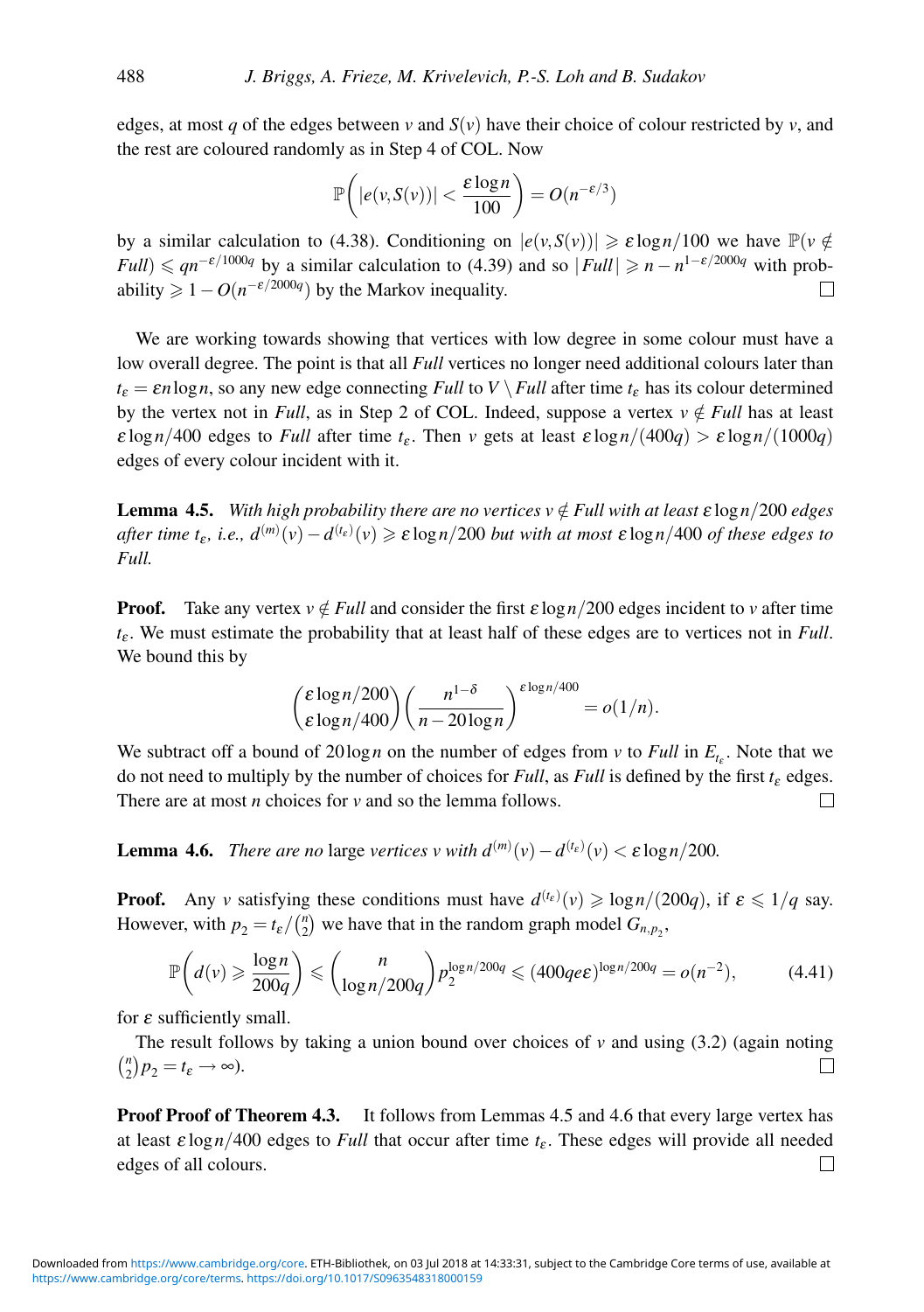edges, at most $q$ of the edges between $v$ and $S(v)$ have their choice of colour restricted by $v$, and the rest are coloured randomly as in Step 4 of COL. Now

$$\mathbb{P}\left(|e(v,S(v))| < \frac{\varepsilon \log n}{100}\right) = O(n^{-\varepsilon/3})$$

by a similar calculation to (4.38). Conditioning on $|e(v,S(v))| \geqslant \varepsilon \log n/100$ we have $\mathbb{P}(v \notin \mathit{Full}) \leqslant qn^{-\varepsilon/1000q}$ by a similar calculation to (4.39) and so $|\mathit{Full}| \geqslant n - n^{1-\varepsilon/2000q}$ with probability $\geqslant 1 - O(n^{-\varepsilon/2000q})$ by the Markov inequality. □

We are working towards showing that vertices with low degree in some colour must have a low overall degree. The point is that all *Full* vertices no longer need additional colours later than $t_\varepsilon = \varepsilon n \log n$, so any new edge connecting *Full* to $V \setminus \mathit{Full}$ after time $t_\varepsilon$ has its colour determined by the vertex not in *Full*, as in Step 2 of COL. Indeed, suppose a vertex $v \notin \mathit{Full}$ has at least $\varepsilon \log n/400$ edges to *Full* after time $t_\varepsilon$. Then $v$ gets at least $\varepsilon \log n/(400q) > \varepsilon \log n/(1000q)$ edges of every colour incident with it.

**Lemma 4.5.** *With high probability there are no vertices $v \notin \mathit{Full}$ with at least $\varepsilon \log n/200$ edges after time $t_\varepsilon$, i.e., $d^{(m)}(v) - d^{(t_\varepsilon)}(v) \geqslant \varepsilon \log n/200$ but with at most $\varepsilon \log n/400$ of these edges to Full.*

**Proof.** Take any vertex $v \notin \mathit{Full}$ and consider the first $\varepsilon \log n/200$ edges incident to $v$ after time $t_\varepsilon$. We must estimate the probability that at least half of these edges are to vertices not in *Full*. We bound this by

$$\binom{\varepsilon \log n/200}{\varepsilon \log n/400}\left(\frac{n^{1-\delta}}{n - 20\log n}\right)^{\varepsilon \log n/400} = o(1/n).$$

We subtract off a bound of $20 \log n$ on the number of edges from $v$ to *Full* in $E_{t_\varepsilon}$. Note that we do not need to multiply by the number of choices for *Full*, as *Full* is defined by the first $t_\varepsilon$ edges. There are at most $n$ choices for $v$ and so the lemma follows. □

**Lemma 4.6.** *There are no* large *vertices $v$ with $d^{(m)}(v) - d^{(t_\varepsilon)}(v) < \varepsilon \log n/200$.*

**Proof.** Any $v$ satisfying these conditions must have $d^{(t_\varepsilon)}(v) \geqslant \log n/(200q)$, if $\varepsilon \leqslant 1/q$ say. However, with $p_2 = t_\varepsilon/\binom{n}{2}$ we have that in the random graph model $G_{n,p_2}$,

$$\mathbb{P}\left(d(v) \geqslant \frac{\log n}{200q}\right) \leqslant \binom{n}{\log n/200q} p_2^{\log n/200q} \leqslant (400qe\varepsilon)^{\log n/200q} = o(n^{-2}), \tag{4.41}$$

for $\varepsilon$ sufficiently small.

The result follows by taking a union bound over choices of $v$ and using (3.2) (again noting $\binom{n}{2}p_2 = t_\varepsilon \to \infty$). □

**Proof Proof of Theorem 4.3.** It follows from Lemmas 4.5 and 4.6 that every large vertex has at least $\varepsilon \log n/400$ edges to *Full* that occur after time $t_\varepsilon$. These edges will provide all needed edges of all colours. □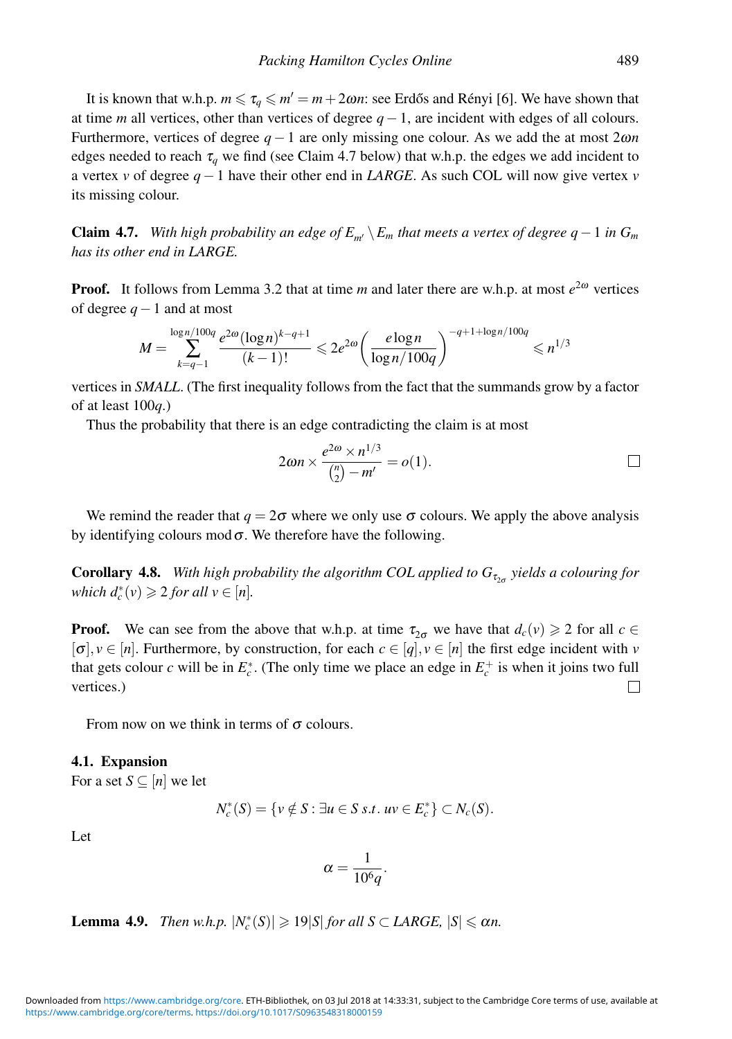It is known that w.h.p. $m \leqslant \tau_q \leqslant m' = m + 2\omega n$: see Erdős and Rényi [6]. We have shown that at time $m$ all vertices, other than vertices of degree $q-1$, are incident with edges of all colours. Furthermore, vertices of degree $q-1$ are only missing one colour. As we add the at most $2\omega n$ edges needed to reach $\tau_q$ we find (see Claim 4.7 below) that w.h.p. the edges we add incident to a vertex $v$ of degree $q-1$ have their other end in *LARGE*. As such COL will now give vertex $v$ its missing colour.

**Claim 4.7.** *With high probability an edge of $E_{m'} \setminus E_m$ that meets a vertex of degree $q-1$ in $G_m$ has its other end in LARGE.*

**Proof.** It follows from Lemma 3.2 that at time $m$ and later there are w.h.p. at most $e^{2\omega}$ vertices of degree $q-1$ and at most

$$M = \sum_{k=q-1}^{\log n/100q} \frac{e^{2\omega}(\log n)^{k-q+1}}{(k-1)!} \leqslant 2e^{2\omega}\left(\frac{e\log n}{\log n/100q}\right)^{-q+1+\log n/100q} \leqslant n^{1/3}$$

vertices in *SMALL*. (The first inequality follows from the fact that the summands grow by a factor of at least $100q$.)

Thus the probability that there is an edge contradicting the claim is at most

$$2\omega n \times \frac{e^{2\omega} \times n^{1/3}}{\binom{n}{2} - m'} = o(1).$$

□

We remind the reader that $q = 2\sigma$ where we only use $\sigma$ colours. We apply the above analysis by identifying colours $\bmod \sigma$. We therefore have the following.

**Corollary 4.8.** *With high probability the algorithm COL applied to $G_{\tau_{2\sigma}}$ yields a colouring for which $d_c^*(v) \geqslant 2$ for all $v \in [n]$.*

**Proof.** We can see from the above that w.h.p. at time $\tau_{2\sigma}$ we have that $d_c(v) \geqslant 2$ for all $c \in [\sigma], v \in [n]$. Furthermore, by construction, for each $c \in [q], v \in [n]$ the first edge incident with $v$ that gets colour $c$ will be in $E_c^*$. (The only time we place an edge in $E_c^+$ is when it joins two full vertices.) □

From now on we think in terms of $\sigma$ colours.

### 4.1. Expansion

For a set $S \subseteq [n]$ we let

$$N_c^*(S) = \{v \notin S : \exists u \in S \text{ s.t. } uv \in E_c^*\} \subset N_c(S).$$

Let

$$\alpha = \frac{1}{10^6 q}.$$

**Lemma 4.9.** *Then w.h.p. $|N_c^*(S)| \geqslant 19|S|$ for all $S \subset LARGE$, $|S| \leqslant \alpha n$.*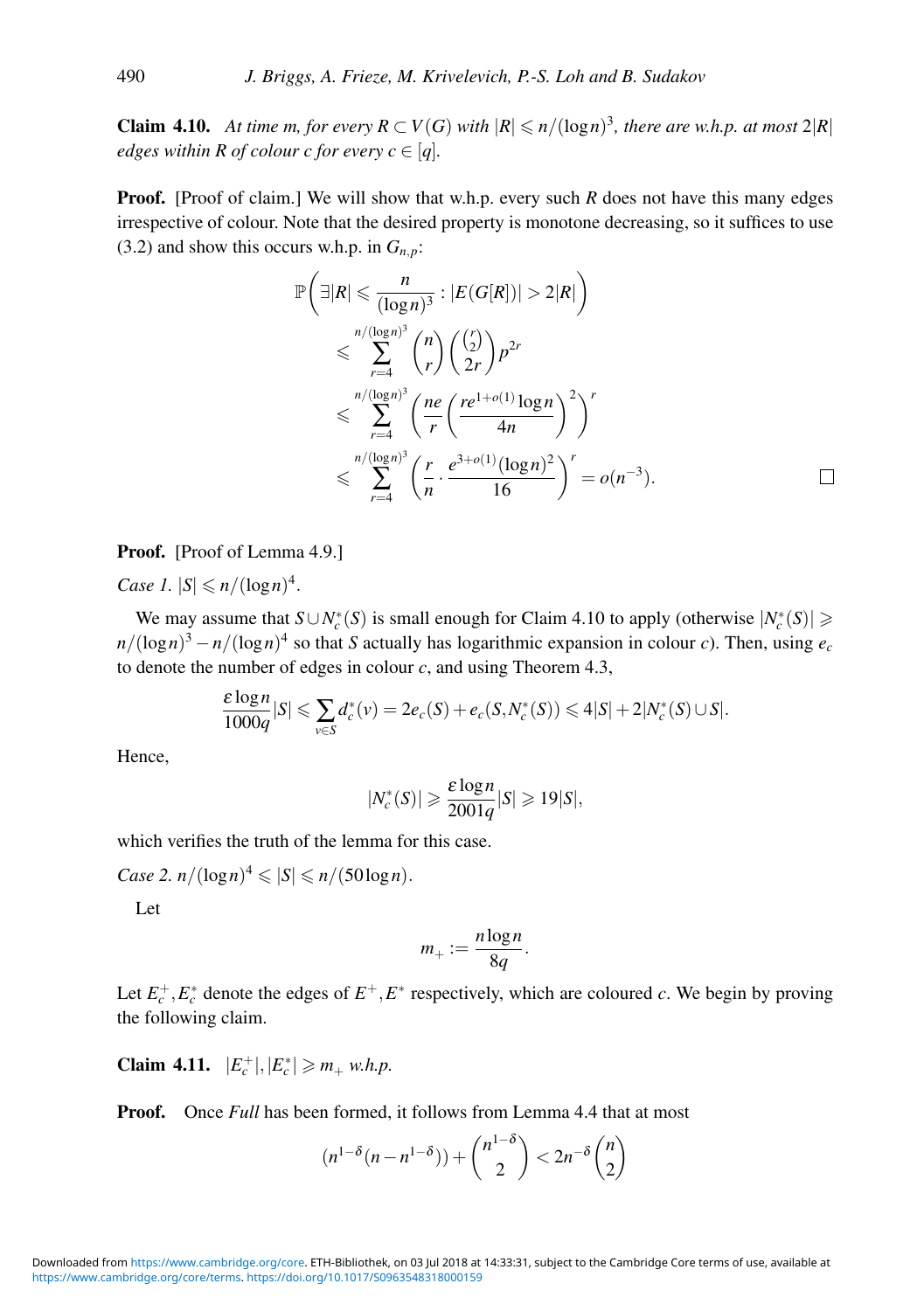**Claim 4.10.** *At time $m$, for every $R \subset V(G)$ with $|R| \leqslant n/(\log n)^3$, there are w.h.p. at most $2|R|$ edges within $R$ of colour $c$ for every $c \in [q]$.*

**Proof.** [Proof of claim.] We will show that w.h.p. every such $R$ does not have this many edges irrespective of colour. Note that the desired property is monotone decreasing, so it suffices to use (3.2) and show this occurs w.h.p. in $G_{n,p}$:

$$
\begin{aligned}
\mathbb{P}\left(\exists |R| \leqslant \frac{n}{(\log n)^3} : |E(G[R])| > 2|R|\right) &\leqslant \sum_{r=4}^{n/(\log n)^3} \binom{n}{r}\binom{\binom{r}{2}}{2r} p^{2r} \\
&\leqslant \sum_{r=4}^{n/(\log n)^3} \left(\frac{ne}{r}\left(\frac{re^{1+o(1)}\log n}{4n}\right)^2\right)^r \\
&\leqslant \sum_{r=4}^{n/(\log n)^3} \left(\frac{r}{n}\cdot\frac{e^{3+o(1)}(\log n)^2}{16}\right)^r = o(n^{-3}).
\end{aligned}
$$

□

**Proof.** [Proof of Lemma 4.9.]

*Case 1.* $|S| \leqslant n/(\log n)^4$.

We may assume that $S \cup N_c^*(S)$ is small enough for Claim 4.10 to apply (otherwise $|N_c^*(S)| \geqslant n/(\log n)^3 - n/(\log n)^4$ so that $S$ actually has logarithmic expansion in colour $c$). Then, using $e_c$ to denote the number of edges in colour $c$, and using Theorem 4.3,

$$
\frac{\varepsilon \log n}{1000q}|S| \leqslant \sum_{v\in S} d_c^*(v) = 2e_c(S) + e_c(S, N_c^*(S)) \leqslant 4|S| + 2|N_c^*(S) \cup S|.
$$

Hence,

$$
|N_c^*(S)| \geqslant \frac{\varepsilon \log n}{2001q}|S| \geqslant 19|S|,
$$

which verifies the truth of the lemma for this case.

*Case 2.* $n/(\log n)^4 \leqslant |S| \leqslant n/(50\log n)$.

Let

$$
m_+ := \frac{n \log n}{8q}.
$$

Let $E_c^+, E_c^*$ denote the edges of $E^+, E^*$ respectively, which are coloured $c$. We begin by proving the following claim.

**Claim 4.11.** $|E_c^+|, |E_c^*| \geqslant m_+$ *w.h.p.*

**Proof.** Once *Full* has been formed, it follows from Lemma 4.4 that at most

$$
(n^{1-\delta}(n - n^{1-\delta})) + \binom{n^{1-\delta}}{2} < 2n^{-\delta}\binom{n}{2}
$$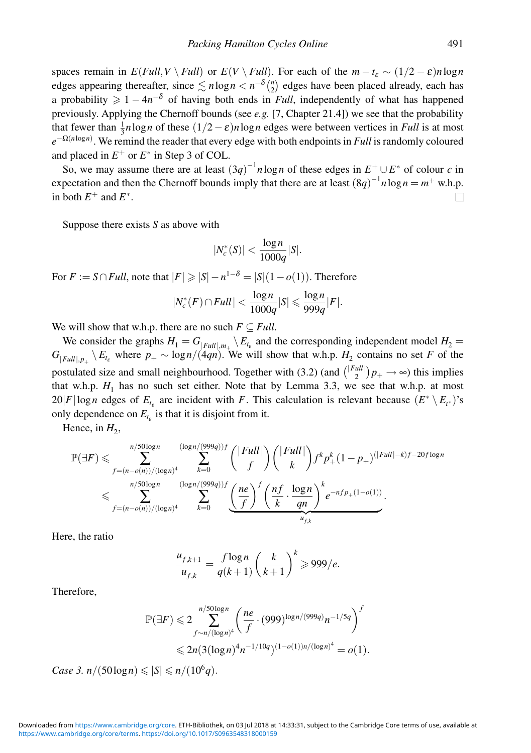spaces remain in $E(Full, V \setminus Full)$ or $E(V \setminus Full)$. For each of the $m - t_\varepsilon \sim (1/2-\varepsilon)n\log n$ edges appearing thereafter, since $\lesssim n\log n < n^{-\delta}\binom{n}{2}$ edges have been placed already, each has a probability $\geqslant 1-4n^{-\delta}$ of having both ends in $Full$, independently of what has happened previously. Applying the Chernoff bounds (see *e.g.* [7, Chapter 21.4]) we see that the probability that fewer than $\frac{1}{3}n\log n$ of these $(1/2-\varepsilon)n\log n$ edges were between vertices in $Full$ is at most $e^{-\Omega(n\log n)}$. We remind the reader that every edge with both endpoints in $Full$ is randomly coloured and placed in $E^+$ or $E^*$ in Step 3 of COL.

So, we may assume there are at least $(3q)^{-1}n\log n$ of these edges in $E^+ \cup E^*$ of colour $c$ in expectation and then the Chernoff bounds imply that there are at least $(8q)^{-1}n\log n = m^+$ w.h.p. in both $E^+$ and $E^*$. □

Suppose there exists $S$ as above with

$$|N_c^*(S)| < \frac{\log n}{1000q}|S|.$$

For $F := S \cap Full$, note that $|F| \geqslant |S| - n^{1-\delta} = |S|(1-o(1))$. Therefore

$$|N_c^*(F) \cap Full| < \frac{\log n}{1000q}|S| \leqslant \frac{\log n}{999q}|F|.$$

We will show that w.h.p. there are no such $F \subseteq Full$.

We consider the graphs $H_1 = G_{|Full|, m_+} \setminus E_{t_\varepsilon}$ and the corresponding independent model $H_2 = G_{|Full|, p_+} \setminus E_{t_\varepsilon}$ where $p_+ \sim \log n/(4qn)$. We will show that w.h.p. $H_2$ contains no set $F$ of the postulated size and small neighbourhood. Together with (3.2) (and $\binom{|Full|}{2}p_+ \to \infty$) this implies that w.h.p. $H_1$ has no such set either. Note that by Lemma 3.3, we see that w.h.p. at most $20|F|\log n$ edges of $E_{t_\varepsilon}$ are incident with $F$. This calculation is relevant because $(E^* \setminus E_{t^*})$'s only dependence on $E_{t_\varepsilon}$ is that it is disjoint from it.

Hence, in $H_2$,

$$\begin{aligned}
\mathbb{P}(\exists F) &\leqslant \sum_{f=(n-o(n))/(\log n)^4}^{n/50\log n} \sum_{k=0}^{(\log n/(999q))f} \binom{|Full|}{f}\binom{|Full|}{k} f^k p_+^k (1-p_+)^{(|Full|-k)f - 20f\log n} \\
&\leqslant \sum_{f=(n-o(n))/(\log n)^4}^{n/50\log n} \sum_{k=0}^{(\log n/(999q))f} \underbrace{\left(\frac{ne}{f}\right)^f \left(\frac{nf}{k}\cdot\frac{\log n}{qn}\right)^k e^{-nfp_+(1-o(1))}}_{u_{f,k}}.
\end{aligned}$$

Here, the ratio

$$\frac{u_{f,k+1}}{u_{f,k}} = \frac{f\log n}{q(k+1)}\left(\frac{k}{k+1}\right)^k \geqslant 999/e.$$

Therefore,

$$\begin{aligned}
\mathbb{P}(\exists F) &\leqslant 2\sum_{f\sim n/(\log n)^4}^{n/50\log n} \left(\frac{ne}{f}\cdot(999)^{\log n/(999q)} n^{-1/5q}\right)^f \\
&\leqslant 2n\left(3(\log n)^4 n^{-1/10q}\right)^{(1-o(1))n/(\log n)^4} = o(1).
\end{aligned}$$

*Case 3.* $n/(50\log n) \leqslant |S| \leqslant n/(10^6 q)$.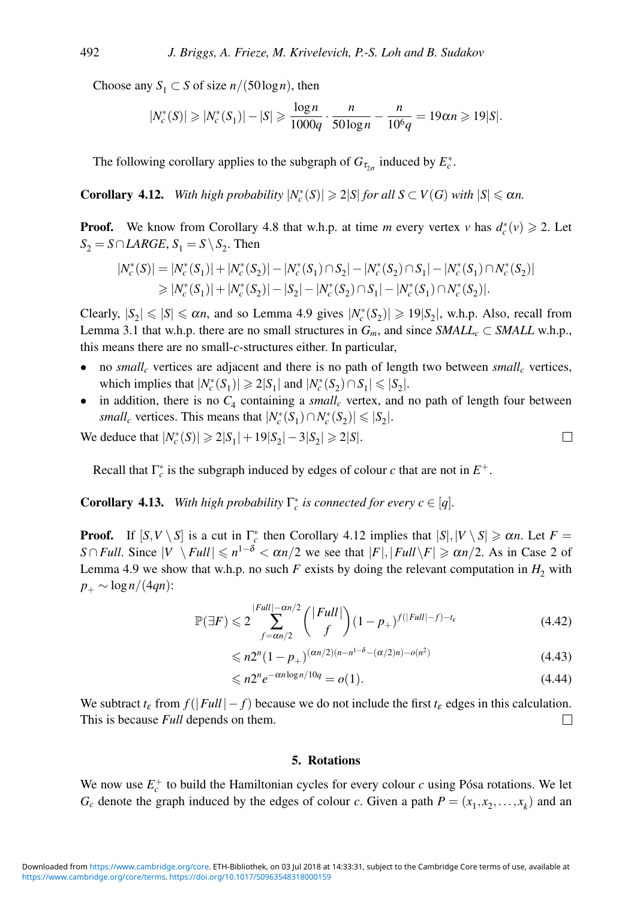Choose any $S_1 \subset S$ of size $n/(50\log n)$, then

$$|N_c^*(S)| \geqslant |N_c^*(S_1)| - |S| \geqslant \frac{\log n}{1000q} \cdot \frac{n}{50\log n} - \frac{n}{10^6 q} = 19\alpha n \geqslant 19|S|.$$

The following corollary applies to the subgraph of $G_{\tau_{2\sigma}}$ induced by $E_c^*$.

**Corollary 4.12.** *With high probability $|N_c^*(S)| \geqslant 2|S|$ for all $S \subset V(G)$ with $|S| \leqslant \alpha n$.*

**Proof.** We know from Corollary 4.8 that w.h.p. at time $m$ every vertex $v$ has $d_c^*(v) \geqslant 2$. Let $S_2 = S \cap \mathit{LARGE}$, $S_1 = S \setminus S_2$. Then

$$\begin{aligned}|N_c^*(S)| &= |N_c^*(S_1)| + |N_c^*(S_2)| - |N_c^*(S_1) \cap S_2| - |N_c^*(S_2) \cap S_1| - |N_c^*(S_1) \cap N_c^*(S_2)| \\ &\geqslant |N_c^*(S_1)| + |N_c^*(S_2)| - |S_2| - |N_c^*(S_2) \cap S_1| - |N_c^*(S_1) \cap N_c^*(S_2)|.\end{aligned}$$

Clearly, $|S_2| \leqslant |S| \leqslant \alpha n$, and so Lemma 4.9 gives $|N_c^*(S_2)| \geqslant 19|S_2|$, w.h.p. Also, recall from Lemma 3.1 that w.h.p. there are no small structures in $G_m$, and since $\mathit{SMALL}_c \subset \mathit{SMALL}$ w.h.p., this means there are no small-$c$-structures either. In particular,

- no $\mathit{small}_c$ vertices are adjacent and there is no path of length two between $\mathit{small}_c$ vertices, which implies that $|N_c^*(S_1)| \geqslant 2|S_1|$ and $|N_c^*(S_2) \cap S_1| \leqslant |S_2|$.
- in addition, there is no $C_4$ containing a $\mathit{small}_c$ vertex, and no path of length four between $\mathit{small}_c$ vertices. This means that $|N_c^*(S_1) \cap N_c^*(S_2)| \leqslant |S_2|$.

We deduce that $|N_c^*(S)| \geqslant 2|S_1| + 19|S_2| - 3|S_2| \geqslant 2|S|$. □

Recall that $\Gamma_c^*$ is the subgraph induced by edges of colour $c$ that are not in $E^+$.

**Corollary 4.13.** *With high probability $\Gamma_c^*$ is connected for every $c \in [q]$.*

**Proof.** If $[S, V \setminus S]$ is a cut in $\Gamma_c^*$ then Corollary 4.12 implies that $|S|, |V \setminus S| \geqslant \alpha n$. Let $F = S \cap \mathit{Full}$. Since $|V \setminus \mathit{Full}| \leqslant n^{1-\delta} < \alpha n/2$ we see that $|F|, |\mathit{Full} \setminus F| \geqslant \alpha n/2$. As in Case 2 of Lemma 4.9 we show that w.h.p. no such $F$ exists by doing the relevant computation in $H_2$ with $p_+ \sim \log n/(4qn)$:

$$\mathbb{P}(\exists F) \leqslant 2 \sum_{f=\alpha n/2}^{|\mathit{Full}|-\alpha n/2} \binom{|\mathit{Full}|}{f} (1-p_+)^{f(|\mathit{Full}|-f)-t_\varepsilon} \tag{4.42}$$

$$\leqslant n2^n (1-p_+)^{(\alpha n/2)(n-n^{1-\delta}-(\alpha/2)n)-o(n^2)} \tag{4.43}$$

$$\leqslant n2^n e^{-\alpha n \log n/10q} = o(1). \tag{4.44}$$

We subtract $t_\varepsilon$ from $f(|\mathit{Full}| - f)$ because we do not include the first $t_\varepsilon$ edges in this calculation. This is because $\mathit{Full}$ depends on them. □

## 5. Rotations

We now use $E_c^+$ to build the Hamiltonian cycles for every colour $c$ using Pósa rotations. We let $G_c$ denote the graph induced by the edges of colour $c$. Given a path $P = (x_1, x_2, \ldots, x_k)$ and an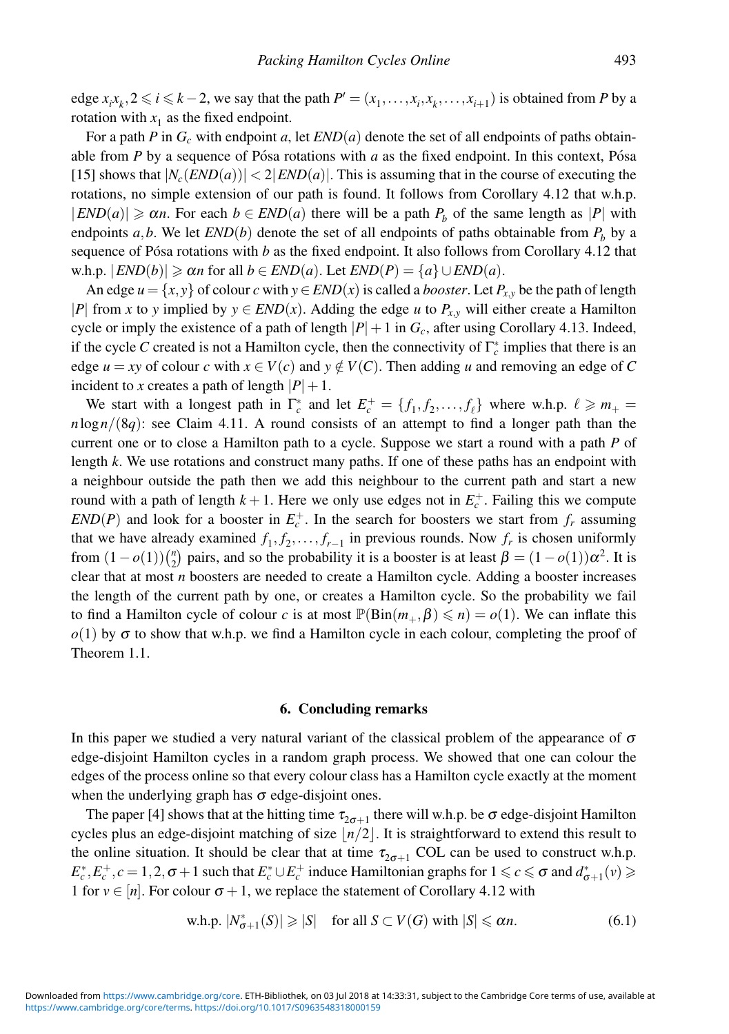edge $x_i x_k, 2 \leqslant i \leqslant k-2$, we say that the path $P' = (x_1, \dots, x_i, x_k, \dots, x_{i+1})$ is obtained from $P$ by a rotation with $x_1$ as the fixed endpoint.

For a path $P$ in $G_c$ with endpoint $a$, let $END(a)$ denote the set of all endpoints of paths obtainable from $P$ by a sequence of Pósa rotations with $a$ as the fixed endpoint. In this context, Pósa [15] shows that $|N_c(END(a))| < 2|END(a)|$. This is assuming that in the course of executing the rotations, no simple extension of our path is found. It follows from Corollary 4.12 that w.h.p. $|END(a)| \geqslant \alpha n$. For each $b \in END(a)$ there will be a path $P_b$ of the same length as $|P|$ with endpoints $a, b$. We let $END(b)$ denote the set of all endpoints of paths obtainable from $P_b$ by a sequence of Pósa rotations with $b$ as the fixed endpoint. It also follows from Corollary 4.12 that w.h.p. $|END(b)| \geqslant \alpha n$ for all $b \in END(a)$. Let $END(P) = \{a\} \cup END(a)$.

An edge $u = \{x, y\}$ of colour $c$ with $y \in END(x)$ is called a *booster*. Let $P_{x,y}$ be the path of length $|P|$ from $x$ to $y$ implied by $y \in END(x)$. Adding the edge $u$ to $P_{x,y}$ will either create a Hamilton cycle or imply the existence of a path of length $|P|+1$ in $G_c$, after using Corollary 4.13. Indeed, if the cycle $C$ created is not a Hamilton cycle, then the connectivity of $\Gamma_c^*$ implies that there is an edge $u = xy$ of colour $c$ with $x \in V(c)$ and $y \notin V(C)$. Then adding $u$ and removing an edge of $C$ incident to $x$ creates a path of length $|P|+1$.

We start with a longest path in $\Gamma_c^*$ and let $E_c^+ = \{f_1, f_2, \dots, f_\ell\}$ where w.h.p. $\ell \geqslant m_+ = n \log n/(8q)$: see Claim 4.11. A round consists of an attempt to find a longer path than the current one or to close a Hamilton path to a cycle. Suppose we start a round with a path $P$ of length $k$. We use rotations and construct many paths. If one of these paths has an endpoint with a neighbour outside the path then we add this neighbour to the current path and start a new round with a path of length $k+1$. Here we only use edges not in $E_c^+$. Failing this we compute $END(P)$ and look for a booster in $E_c^+$. In the search for boosters we start from $f_r$ assuming that we have already examined $f_1, f_2, \dots, f_{r-1}$ in previous rounds. Now $f_r$ is chosen uniformly from $(1-o(1))\binom{n}{2}$ pairs, and so the probability it is a booster is at least $\beta = (1-o(1))\alpha^2$. It is clear that at most $n$ boosters are needed to create a Hamilton cycle. Adding a booster increases the length of the current path by one, or creates a Hamilton cycle. So the probability we fail to find a Hamilton cycle of colour $c$ is at most $\mathbb{P}(\mathrm{Bin}(m_+, \beta) \leqslant n) = o(1)$. We can inflate this $o(1)$ by $\sigma$ to show that w.h.p. we find a Hamilton cycle in each colour, completing the proof of Theorem 1.1.

## 6. Concluding remarks

In this paper we studied a very natural variant of the classical problem of the appearance of $\sigma$ edge-disjoint Hamilton cycles in a random graph process. We showed that one can colour the edges of the process online so that every colour class has a Hamilton cycle exactly at the moment when the underlying graph has $\sigma$ edge-disjoint ones.

The paper [4] shows that at the hitting time $\tau_{2\sigma+1}$ there will w.h.p. be $\sigma$ edge-disjoint Hamilton cycles plus an edge-disjoint matching of size $\lfloor n/2 \rfloor$. It is straightforward to extend this result to the online situation. It should be clear that at time $\tau_{2\sigma+1}$ COL can be used to construct w.h.p. $E_c^*, E_c^+, c = 1, 2, \sigma+1$ such that $E_c^* \cup E_c^+$ induce Hamiltonian graphs for $1 \leqslant c \leqslant \sigma$ and $d_{\sigma+1}^*(v) \geqslant 1$ for $v \in [n]$. For colour $\sigma+1$, we replace the statement of Corollary 4.12 with

$$\text{w.h.p. } |N_{\sigma+1}^*(S)| \geqslant |S| \quad \text{for all } S \subset V(G) \text{ with } |S| \leqslant \alpha n. \tag{6.1}$$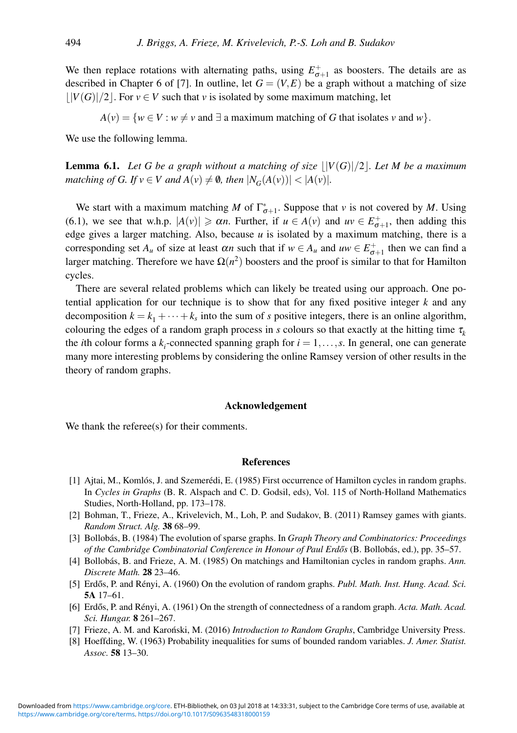We then replace rotations with alternating paths, using $E^+_{\sigma+1}$ as boosters. The details are as described in Chapter 6 of [7]. In outline, let $G=(V,E)$ be a graph without a matching of size $\lfloor |V(G)|/2 \rfloor$. For $v \in V$ such that $v$ is isolated by some maximum matching, let

$$A(v) = \{w \in V : w \neq v \text{ and } \exists \text{ a maximum matching of } G \text{ that isolates } v \text{ and } w\}.$$

We use the following lemma.

**Lemma 6.1.** *Let $G$ be a graph without a matching of size $\lfloor |V(G)|/2 \rfloor$. Let $M$ be a maximum matching of $G$. If $v \in V$ and $A(v) \neq \emptyset$, then $|N_G(A(v))| < |A(v)|$.*

We start with a maximum matching $M$ of $\Gamma^*_{\sigma+1}$. Suppose that $v$ is not covered by $M$. Using (6.1), we see that w.h.p. $|A(v)| \geqslant \alpha n$. Further, if $u \in A(v)$ and $uv \in E^+_{\sigma+1}$, then adding this edge gives a larger matching. Also, because $u$ is isolated by a maximum matching, there is a corresponding set $A_u$ of size at least $\alpha n$ such that if $w \in A_u$ and $uw \in E^+_{\sigma+1}$ then we can find a larger matching. Therefore we have $\Omega(n^2)$ boosters and the proof is similar to that for Hamilton cycles.

There are several related problems which can likely be treated using our approach. One potential application for our technique is to show that for any fixed positive integer $k$ and any decomposition $k = k_1 + \cdots + k_s$ into the sum of $s$ positive integers, there is an online algorithm, colouring the edges of a random graph process in $s$ colours so that exactly at the hitting time $\tau_k$ the $i$th colour forms a $k_i$-connected spanning graph for $i = 1, \ldots, s$. In general, one can generate many more interesting problems by considering the online Ramsey version of other results in the theory of random graphs.

## Acknowledgement

We thank the referee(s) for their comments.

## References

[1] Ajtai, M., Komlós, J. and Szemerédi, E. (1985) First occurrence of Hamilton cycles in random graphs. In *Cycles in Graphs* (B. R. Alspach and C. D. Godsil, eds), Vol. 115 of North-Holland Mathematics Studies, North-Holland, pp. 173–178.

[2] Bohman, T., Frieze, A., Krivelevich, M., Loh, P. and Sudakov, B. (2011) Ramsey games with giants. *Random Struct. Alg.* **38** 68–99.

[3] Bollobás, B. (1984) The evolution of sparse graphs. In *Graph Theory and Combinatorics: Proceedings of the Cambridge Combinatorial Conference in Honour of Paul Erdős* (B. Bollobás, ed.), pp. 35–57.

[4] Bollobás, B. and Frieze, A. M. (1985) On matchings and Hamiltonian cycles in random graphs. *Ann. Discrete Math.* **28** 23–46.

[5] Erdős, P. and Rényi, A. (1960) On the evolution of random graphs. *Publ. Math. Inst. Hung. Acad. Sci.* **5A** 17–61.

[6] Erdős, P. and Rényi, A. (1961) On the strength of connectedness of a random graph. *Acta. Math. Acad. Sci. Hungar.* **8** 261–267.

[7] Frieze, A. M. and Karoński, M. (2016) *Introduction to Random Graphs*, Cambridge University Press.

[8] Hoeffding, W. (1963) Probability inequalities for sums of bounded random variables. *J. Amer. Statist. Assoc.* **58** 13–30.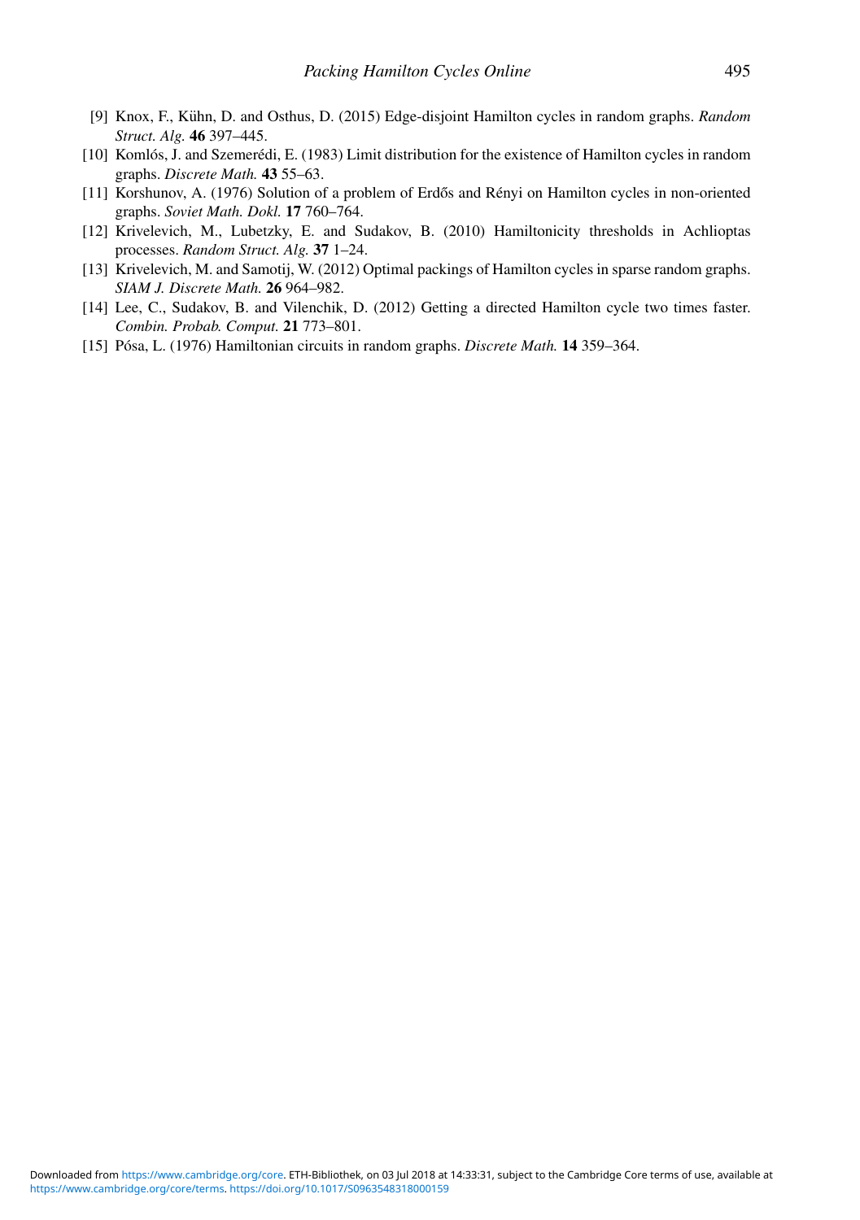[9] Knox, F., Kühn, D. and Osthus, D. (2015) Edge-disjoint Hamilton cycles in random graphs. *Random Struct. Alg.* **46** 397–445.

[10] Komlós, J. and Szemerédi, E. (1983) Limit distribution for the existence of Hamilton cycles in random graphs. *Discrete Math.* **43** 55–63.

[11] Korshunov, A. (1976) Solution of a problem of Erdős and Rényi on Hamilton cycles in non-oriented graphs. *Soviet Math. Dokl.* **17** 760–764.

[12] Krivelevich, M., Lubetzky, E. and Sudakov, B. (2010) Hamiltonicity thresholds in Achlioptas processes. *Random Struct. Alg.* **37** 1–24.

[13] Krivelevich, M. and Samotij, W. (2012) Optimal packings of Hamilton cycles in sparse random graphs. *SIAM J. Discrete Math.* **26** 964–982.

[14] Lee, C., Sudakov, B. and Vilenchik, D. (2012) Getting a directed Hamilton cycle two times faster. *Combin. Probab. Comput.* **21** 773–801.

[15] Pósa, L. (1976) Hamiltonian circuits in random graphs. *Discrete Math.* **14** 359–364.